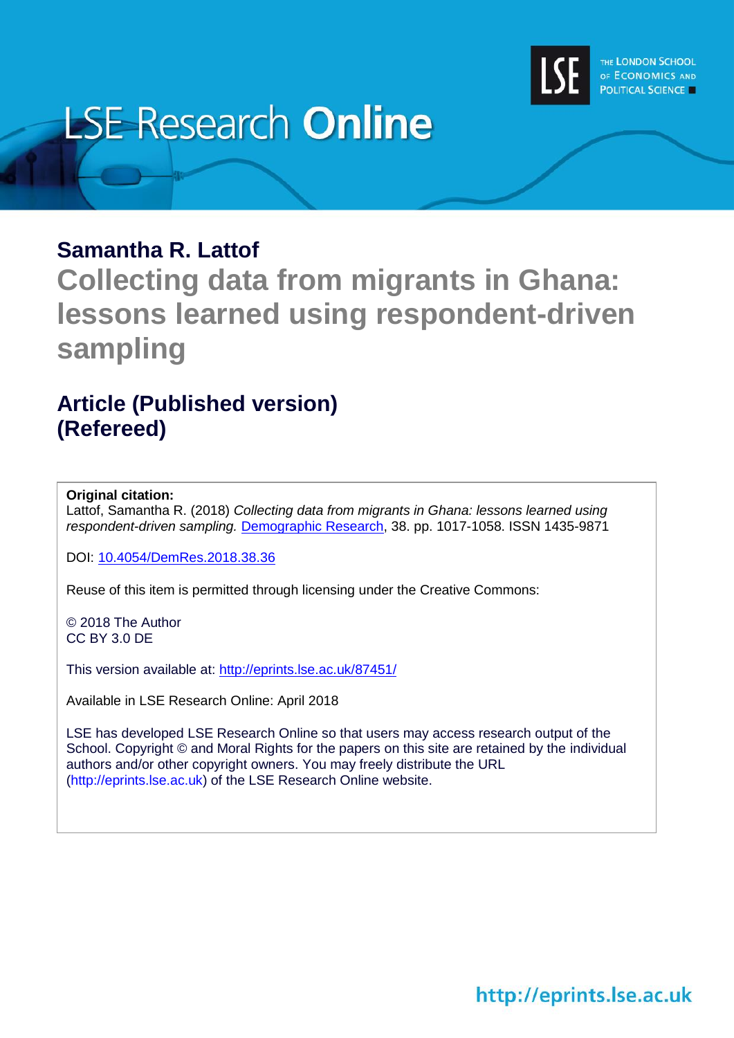LSE Research **Online**

THE LONDON SCHOOL OF ECONOMICS AND POLITICAL SCIENCE

## Samantha R. Lattof

# Collecting data from migrants in Ghana: lessons learned using respondent-driven sampling

## Article (Published version)
## (Refereed)

**Original citation:**
Lattof, Samantha R. (2018) *Collecting data from migrants in Ghana: lessons learned using respondent-driven sampling.* Demographic Research, 38. pp. 1017-1058. ISSN 1435-9871

DOI: 10.4054/DemRes.2018.38.36

Reuse of this item is permitted through licensing under the Creative Commons:

© 2018 The Author
CC BY 3.0 DE

This version available at: http://eprints.lse.ac.uk/87451/

Available in LSE Research Online: April 2018

LSE has developed LSE Research Online so that users may access research output of the School. Copyright © and Moral Rights for the papers on this site are retained by the individual authors and/or other copyright owners. You may freely distribute the URL (http://eprints.lse.ac.uk) of the LSE Research Online website.

http://eprints.lse.ac.uk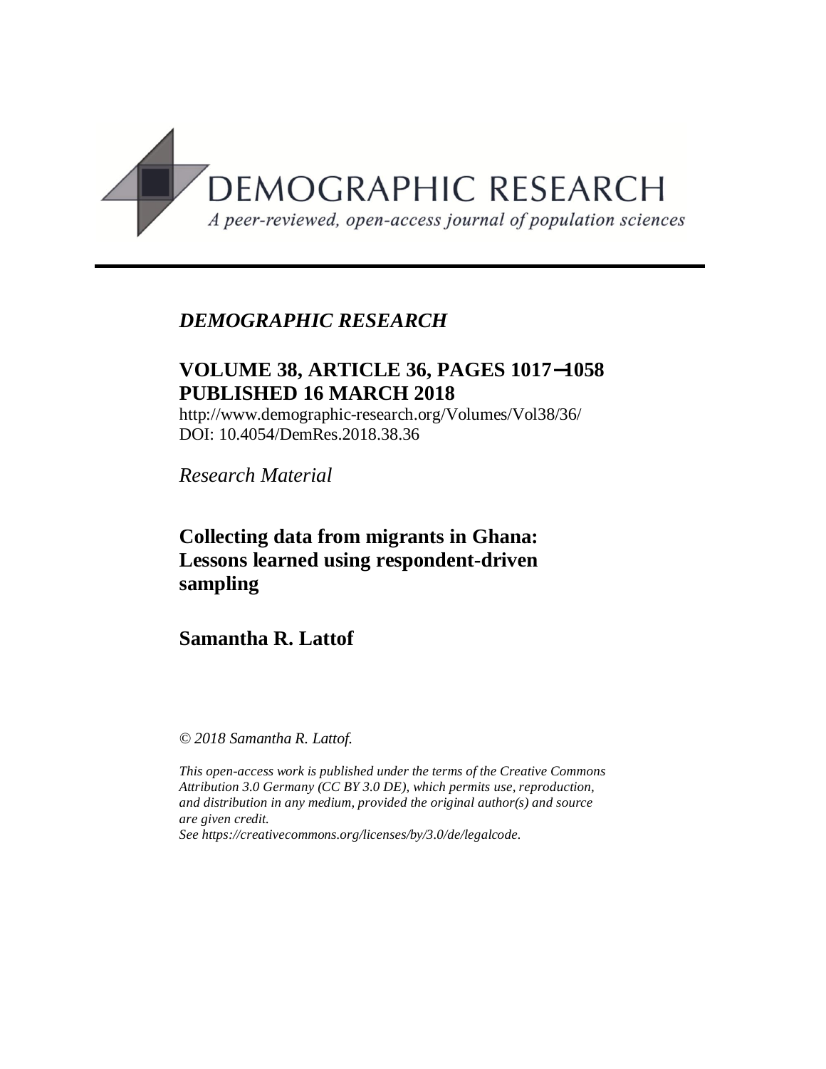DEMOGRAPHIC RESEARCH

A peer-reviewed, open-access journal of population sciences

*DEMOGRAPHIC RESEARCH*

**VOLUME 38, ARTICLE 36, PAGES 1017–1058**
**PUBLISHED 16 MARCH 2018**

http://www.demographic-research.org/Volumes/Vol38/36/
DOI: 10.4054/DemRes.2018.38.36

*Research Material*

# Collecting data from migrants in Ghana: Lessons learned using respondent-driven sampling

## Samantha R. Lattof

*© 2018 Samantha R. Lattof.*

*This open-access work is published under the terms of the Creative Commons Attribution 3.0 Germany (CC BY 3.0 DE), which permits use, reproduction, and distribution in any medium, provided the original author(s) and source are given credit.*
*See https://creativecommons.org/licenses/by/3.0/de/legalcode.*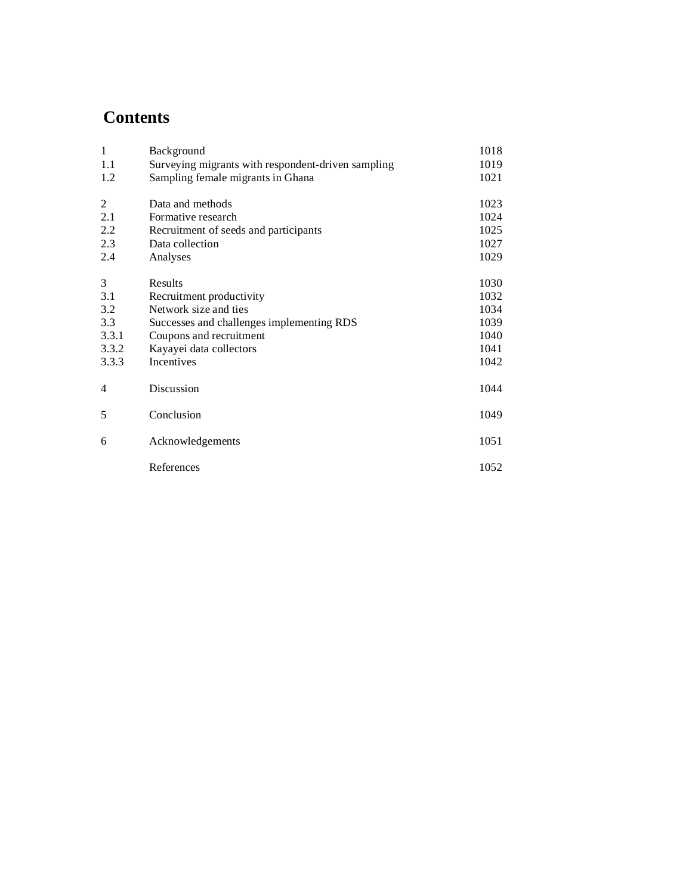# Contents

| | | |
|---|---|---|
| 1 | Background | 1018 |
| 1.1 | Surveying migrants with respondent-driven sampling | 1019 |
| 1.2 | Sampling female migrants in Ghana | 1021 |
| 2 | Data and methods | 1023 |
| 2.1 | Formative research | 1024 |
| 2.2 | Recruitment of seeds and participants | 1025 |
| 2.3 | Data collection | 1027 |
| 2.4 | Analyses | 1029 |
| 3 | Results | 1030 |
| 3.1 | Recruitment productivity | 1032 |
| 3.2 | Network size and ties | 1034 |
| 3.3 | Successes and challenges implementing RDS | 1039 |
| 3.3.1 | Coupons and recruitment | 1040 |
| 3.3.2 | Kayayei data collectors | 1041 |
| 3.3.3 | Incentives | 1042 |
| 4 | Discussion | 1044 |
| 5 | Conclusion | 1049 |
| 6 | Acknowledgements | 1051 |
| | References | 1052 |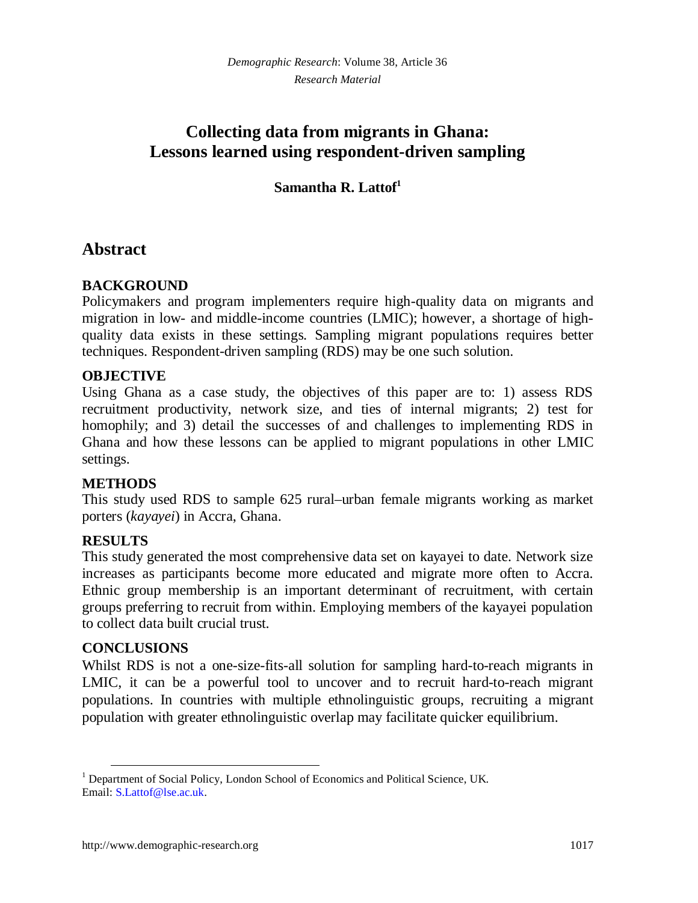# Collecting data from migrants in Ghana: Lessons learned using respondent-driven sampling

**Samantha R. Lattof**[1]

## Abstract

**BACKGROUND**

Policymakers and program implementers require high-quality data on migrants and migration in low- and middle-income countries (LMIC); however, a shortage of high-quality data exists in these settings. Sampling migrant populations requires better techniques. Respondent-driven sampling (RDS) may be one such solution.

**OBJECTIVE**

Using Ghana as a case study, the objectives of this paper are to: 1) assess RDS recruitment productivity, network size, and ties of internal migrants; 2) test for homophily; and 3) detail the successes of and challenges to implementing RDS in Ghana and how these lessons can be applied to migrant populations in other LMIC settings.

**METHODS**

This study used RDS to sample 625 rural–urban female migrants working as market porters (*kayayei*) in Accra, Ghana.

**RESULTS**

This study generated the most comprehensive data set on kayayei to date. Network size increases as participants become more educated and migrate more often to Accra. Ethnic group membership is an important determinant of recruitment, with certain groups preferring to recruit from within. Employing members of the kayayei population to collect data built crucial trust.

**CONCLUSIONS**

Whilst RDS is not a one-size-fits-all solution for sampling hard-to-reach migrants in LMIC, it can be a powerful tool to uncover and to recruit hard-to-reach migrant populations. In countries with multiple ethnolinguistic groups, recruiting a migrant population with greater ethnolinguistic overlap may facilitate quicker equilibrium.

---

[1] Department of Social Policy, London School of Economics and Political Science, UK. Email: S.Lattof@lse.ac.uk.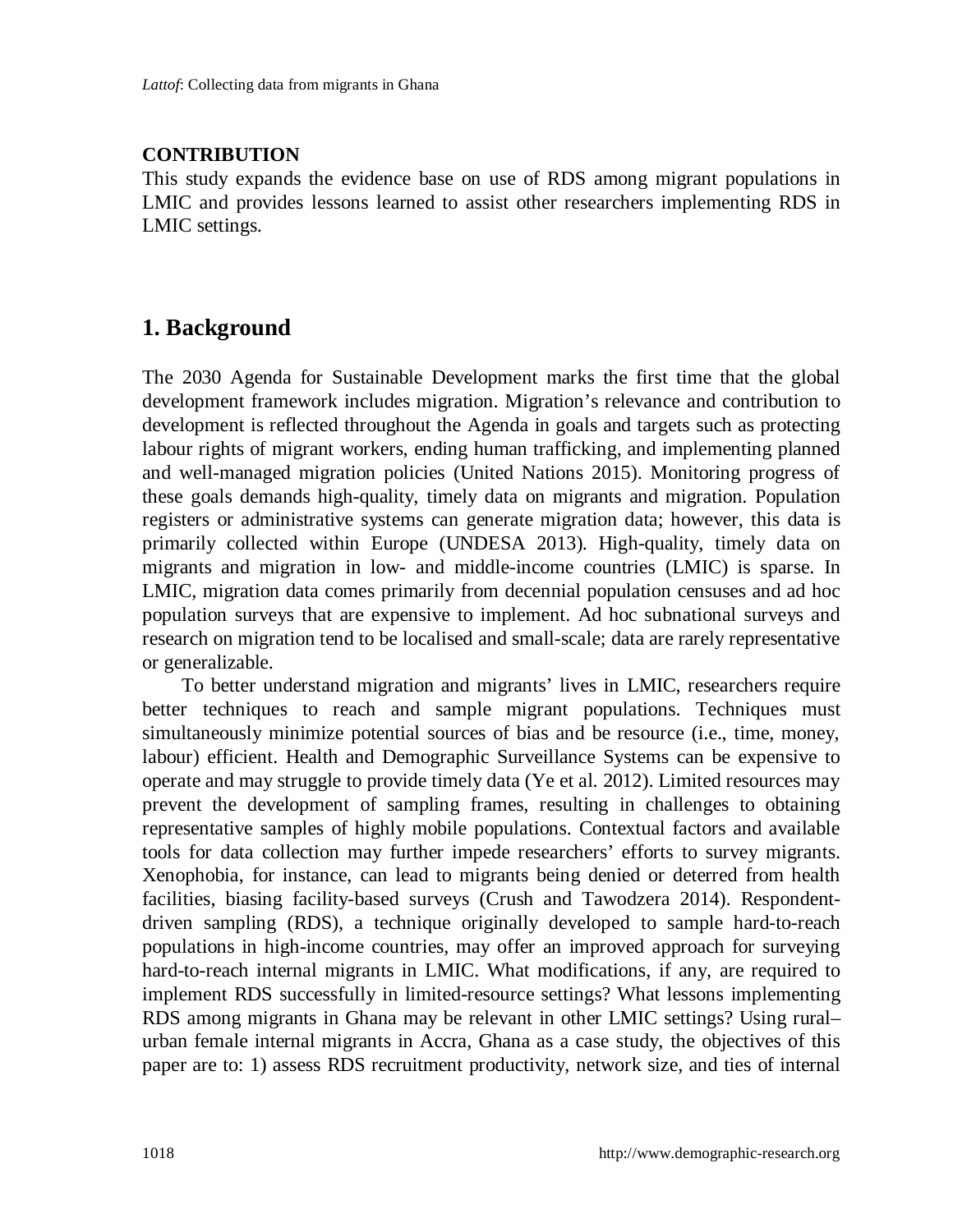**CONTRIBUTION**

This study expands the evidence base on use of RDS among migrant populations in LMIC and provides lessons learned to assist other researchers implementing RDS in LMIC settings.

## 1. Background

The 2030 Agenda for Sustainable Development marks the first time that the global development framework includes migration. Migration's relevance and contribution to development is reflected throughout the Agenda in goals and targets such as protecting labour rights of migrant workers, ending human trafficking, and implementing planned and well-managed migration policies (United Nations 2015). Monitoring progress of these goals demands high-quality, timely data on migrants and migration. Population registers or administrative systems can generate migration data; however, this data is primarily collected within Europe (UNDESA 2013). High-quality, timely data on migrants and migration in low- and middle-income countries (LMIC) is sparse. In LMIC, migration data comes primarily from decennial population censuses and ad hoc population surveys that are expensive to implement. Ad hoc subnational surveys and research on migration tend to be localised and small-scale; data are rarely representative or generalizable.

To better understand migration and migrants' lives in LMIC, researchers require better techniques to reach and sample migrant populations. Techniques must simultaneously minimize potential sources of bias and be resource (i.e., time, money, labour) efficient. Health and Demographic Surveillance Systems can be expensive to operate and may struggle to provide timely data (Ye et al. 2012). Limited resources may prevent the development of sampling frames, resulting in challenges to obtaining representative samples of highly mobile populations. Contextual factors and available tools for data collection may further impede researchers' efforts to survey migrants. Xenophobia, for instance, can lead to migrants being denied or deterred from health facilities, biasing facility-based surveys (Crush and Tawodzera 2014). Respondent-driven sampling (RDS), a technique originally developed to sample hard-to-reach populations in high-income countries, may offer an improved approach for surveying hard-to-reach internal migrants in LMIC. What modifications, if any, are required to implement RDS successfully in limited-resource settings? What lessons implementing RDS among migrants in Ghana may be relevant in other LMIC settings? Using rural–urban female internal migrants in Accra, Ghana as a case study, the objectives of this paper are to: 1) assess RDS recruitment productivity, network size, and ties of internal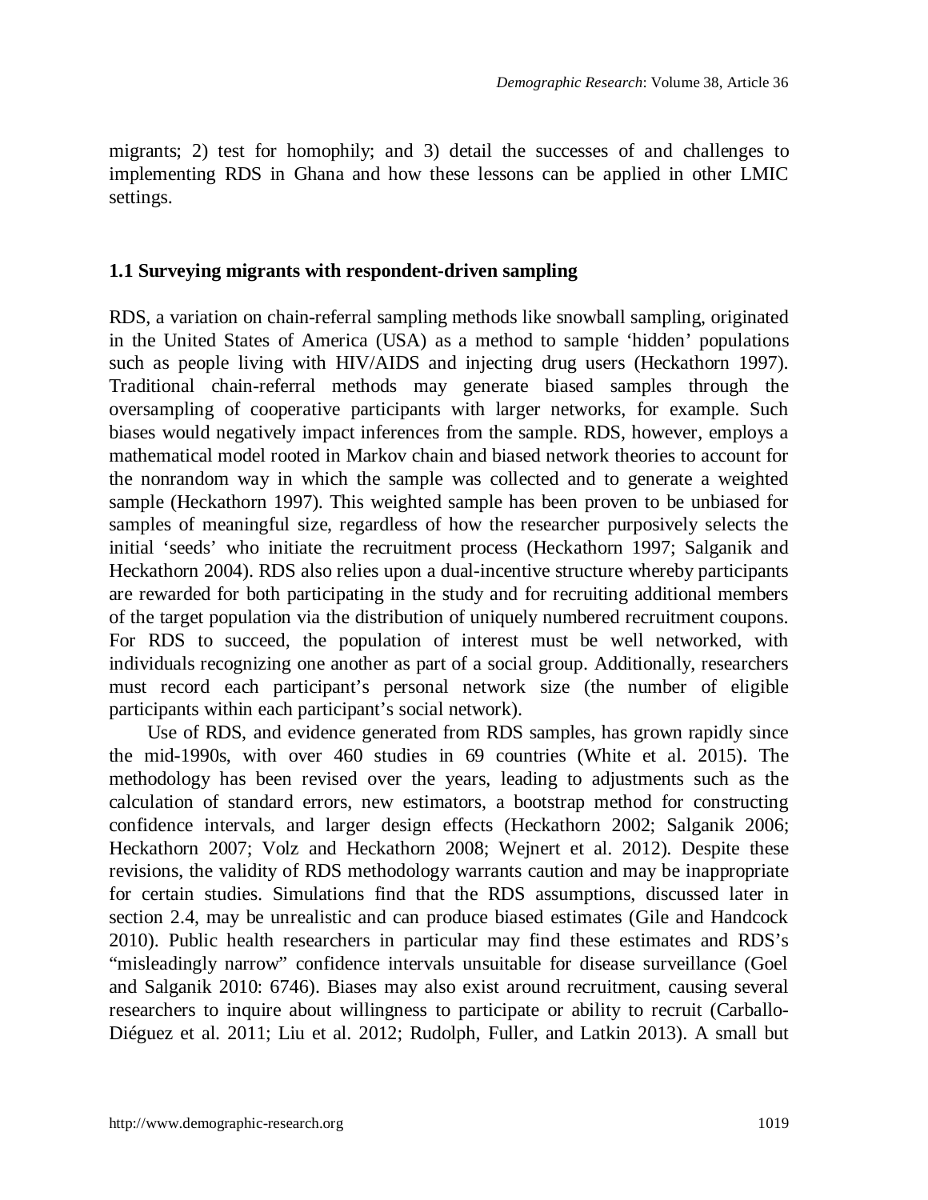migrants; 2) test for homophily; and 3) detail the successes of and challenges to implementing RDS in Ghana and how these lessons can be applied in other LMIC settings.

### 1.1 Surveying migrants with respondent-driven sampling

RDS, a variation on chain-referral sampling methods like snowball sampling, originated in the United States of America (USA) as a method to sample 'hidden' populations such as people living with HIV/AIDS and injecting drug users (Heckathorn 1997). Traditional chain-referral methods may generate biased samples through the oversampling of cooperative participants with larger networks, for example. Such biases would negatively impact inferences from the sample. RDS, however, employs a mathematical model rooted in Markov chain and biased network theories to account for the nonrandom way in which the sample was collected and to generate a weighted sample (Heckathorn 1997). This weighted sample has been proven to be unbiased for samples of meaningful size, regardless of how the researcher purposively selects the initial 'seeds' who initiate the recruitment process (Heckathorn 1997; Salganik and Heckathorn 2004). RDS also relies upon a dual-incentive structure whereby participants are rewarded for both participating in the study and for recruiting additional members of the target population via the distribution of uniquely numbered recruitment coupons. For RDS to succeed, the population of interest must be well networked, with individuals recognizing one another as part of a social group. Additionally, researchers must record each participant's personal network size (the number of eligible participants within each participant's social network).

Use of RDS, and evidence generated from RDS samples, has grown rapidly since the mid-1990s, with over 460 studies in 69 countries (White et al. 2015). The methodology has been revised over the years, leading to adjustments such as the calculation of standard errors, new estimators, a bootstrap method for constructing confidence intervals, and larger design effects (Heckathorn 2002; Salganik 2006; Heckathorn 2007; Volz and Heckathorn 2008; Wejnert et al. 2012). Despite these revisions, the validity of RDS methodology warrants caution and may be inappropriate for certain studies. Simulations find that the RDS assumptions, discussed later in section 2.4, may be unrealistic and can produce biased estimates (Gile and Handcock 2010). Public health researchers in particular may find these estimates and RDS's "misleadingly narrow" confidence intervals unsuitable for disease surveillance (Goel and Salganik 2010: 6746). Biases may also exist around recruitment, causing several researchers to inquire about willingness to participate or ability to recruit (Carballo-Diéguez et al. 2011; Liu et al. 2012; Rudolph, Fuller, and Latkin 2013). A small but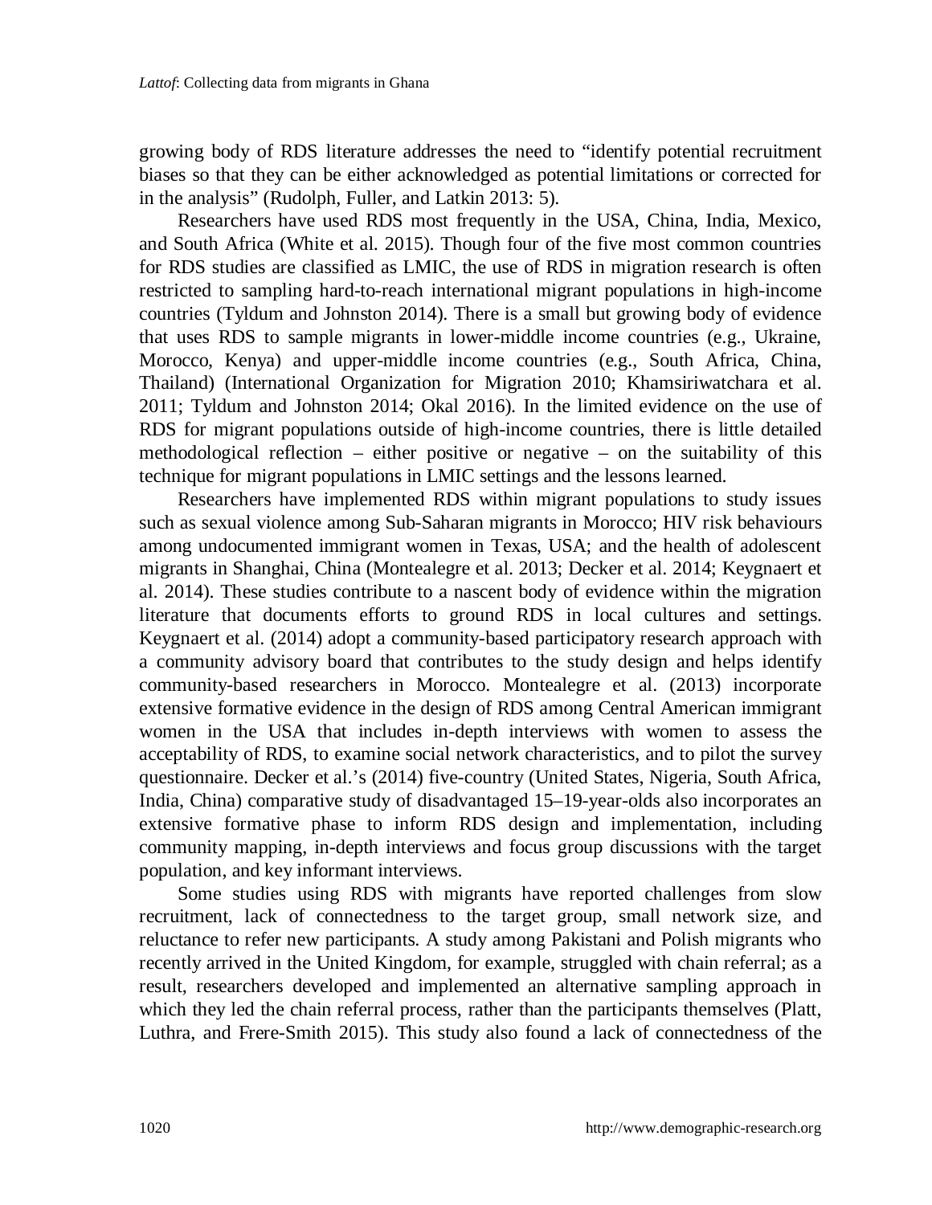growing body of RDS literature addresses the need to "identify potential recruitment biases so that they can be either acknowledged as potential limitations or corrected for in the analysis" (Rudolph, Fuller, and Latkin 2013: 5).

Researchers have used RDS most frequently in the USA, China, India, Mexico, and South Africa (White et al. 2015). Though four of the five most common countries for RDS studies are classified as LMIC, the use of RDS in migration research is often restricted to sampling hard-to-reach international migrant populations in high-income countries (Tyldum and Johnston 2014). There is a small but growing body of evidence that uses RDS to sample migrants in lower-middle income countries (e.g., Ukraine, Morocco, Kenya) and upper-middle income countries (e.g., South Africa, China, Thailand) (International Organization for Migration 2010; Khamsiriwatchara et al. 2011; Tyldum and Johnston 2014; Okal 2016). In the limited evidence on the use of RDS for migrant populations outside of high-income countries, there is little detailed methodological reflection – either positive or negative – on the suitability of this technique for migrant populations in LMIC settings and the lessons learned.

Researchers have implemented RDS within migrant populations to study issues such as sexual violence among Sub-Saharan migrants in Morocco; HIV risk behaviours among undocumented immigrant women in Texas, USA; and the health of adolescent migrants in Shanghai, China (Montealegre et al. 2013; Decker et al. 2014; Keygnaert et al. 2014). These studies contribute to a nascent body of evidence within the migration literature that documents efforts to ground RDS in local cultures and settings. Keygnaert et al. (2014) adopt a community-based participatory research approach with a community advisory board that contributes to the study design and helps identify community-based researchers in Morocco. Montealegre et al. (2013) incorporate extensive formative evidence in the design of RDS among Central American immigrant women in the USA that includes in-depth interviews with women to assess the acceptability of RDS, to examine social network characteristics, and to pilot the survey questionnaire. Decker et al.'s (2014) five-country (United States, Nigeria, South Africa, India, China) comparative study of disadvantaged 15–19-year-olds also incorporates an extensive formative phase to inform RDS design and implementation, including community mapping, in-depth interviews and focus group discussions with the target population, and key informant interviews.

Some studies using RDS with migrants have reported challenges from slow recruitment, lack of connectedness to the target group, small network size, and reluctance to refer new participants. A study among Pakistani and Polish migrants who recently arrived in the United Kingdom, for example, struggled with chain referral; as a result, researchers developed and implemented an alternative sampling approach in which they led the chain referral process, rather than the participants themselves (Platt, Luthra, and Frere-Smith 2015). This study also found a lack of connectedness of the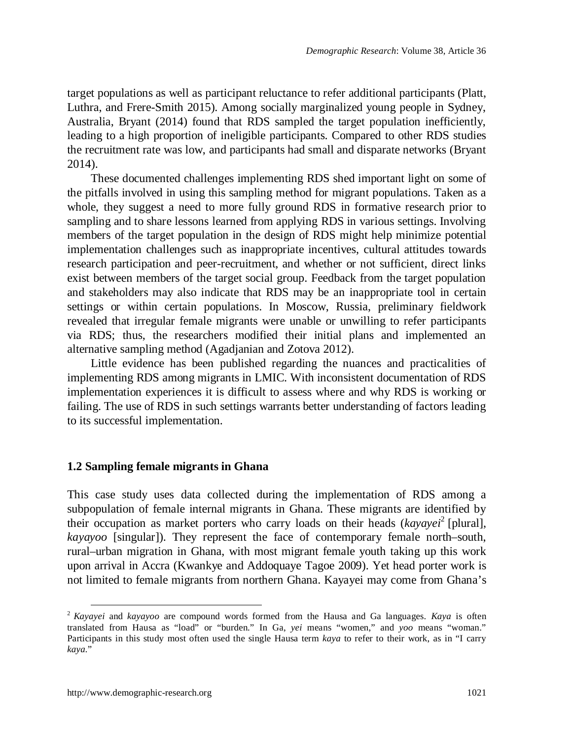target populations as well as participant reluctance to refer additional participants (Platt, Luthra, and Frere-Smith 2015). Among socially marginalized young people in Sydney, Australia, Bryant (2014) found that RDS sampled the target population inefficiently, leading to a high proportion of ineligible participants. Compared to other RDS studies the recruitment rate was low, and participants had small and disparate networks (Bryant 2014).

These documented challenges implementing RDS shed important light on some of the pitfalls involved in using this sampling method for migrant populations. Taken as a whole, they suggest a need to more fully ground RDS in formative research prior to sampling and to share lessons learned from applying RDS in various settings. Involving members of the target population in the design of RDS might help minimize potential implementation challenges such as inappropriate incentives, cultural attitudes towards research participation and peer-recruitment, and whether or not sufficient, direct links exist between members of the target social group. Feedback from the target population and stakeholders may also indicate that RDS may be an inappropriate tool in certain settings or within certain populations. In Moscow, Russia, preliminary fieldwork revealed that irregular female migrants were unable or unwilling to refer participants via RDS; thus, the researchers modified their initial plans and implemented an alternative sampling method (Agadjanian and Zotova 2012).

Little evidence has been published regarding the nuances and practicalities of implementing RDS among migrants in LMIC. With inconsistent documentation of RDS implementation experiences it is difficult to assess where and why RDS is working or failing. The use of RDS in such settings warrants better understanding of factors leading to its successful implementation.

## 1.2 Sampling female migrants in Ghana

This case study uses data collected during the implementation of RDS among a subpopulation of female internal migrants in Ghana. These migrants are identified by their occupation as market porters who carry loads on their heads (*kayayei*[2] [plural], *kayayoo* [singular]). They represent the face of contemporary female north–south, rural–urban migration in Ghana, with most migrant female youth taking up this work upon arrival in Accra (Kwankye and Addoquaye Tagoe 2009). Yet head porter work is not limited to female migrants from northern Ghana. Kayayei may come from Ghana's

[2] *Kayayei* and *kayayoo* are compound words formed from the Hausa and Ga languages. *Kaya* is often translated from Hausa as "load" or "burden." In Ga, *yei* means "women," and *yoo* means "woman." Participants in this study most often used the single Hausa term *kaya* to refer to their work, as in "I carry *kaya*."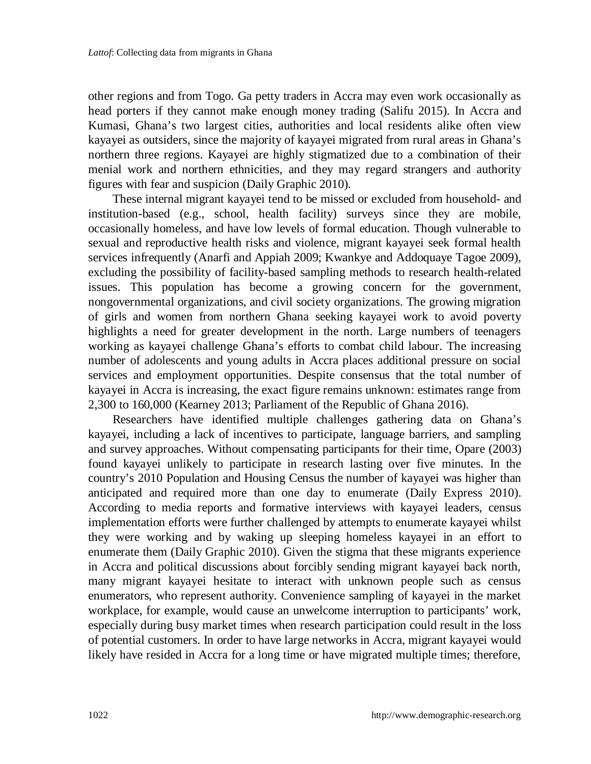other regions and from Togo. Ga petty traders in Accra may even work occasionally as head porters if they cannot make enough money trading (Salifu 2015). In Accra and Kumasi, Ghana's two largest cities, authorities and local residents alike often view kayayei as outsiders, since the majority of kayayei migrated from rural areas in Ghana's northern three regions. Kayayei are highly stigmatized due to a combination of their menial work and northern ethnicities, and they may regard strangers and authority figures with fear and suspicion (Daily Graphic 2010).

These internal migrant kayayei tend to be missed or excluded from household- and institution-based (e.g., school, health facility) surveys since they are mobile, occasionally homeless, and have low levels of formal education. Though vulnerable to sexual and reproductive health risks and violence, migrant kayayei seek formal health services infrequently (Anarfi and Appiah 2009; Kwankye and Addoquaye Tagoe 2009), excluding the possibility of facility-based sampling methods to research health-related issues. This population has become a growing concern for the government, nongovernmental organizations, and civil society organizations. The growing migration of girls and women from northern Ghana seeking kayayei work to avoid poverty highlights a need for greater development in the north. Large numbers of teenagers working as kayayei challenge Ghana's efforts to combat child labour. The increasing number of adolescents and young adults in Accra places additional pressure on social services and employment opportunities. Despite consensus that the total number of kayayei in Accra is increasing, the exact figure remains unknown: estimates range from 2,300 to 160,000 (Kearney 2013; Parliament of the Republic of Ghana 2016).

Researchers have identified multiple challenges gathering data on Ghana's kayayei, including a lack of incentives to participate, language barriers, and sampling and survey approaches. Without compensating participants for their time, Opare (2003) found kayayei unlikely to participate in research lasting over five minutes. In the country's 2010 Population and Housing Census the number of kayayei was higher than anticipated and required more than one day to enumerate (Daily Express 2010). According to media reports and formative interviews with kayayei leaders, census implementation efforts were further challenged by attempts to enumerate kayayei whilst they were working and by waking up sleeping homeless kayayei in an effort to enumerate them (Daily Graphic 2010). Given the stigma that these migrants experience in Accra and political discussions about forcibly sending migrant kayayei back north, many migrant kayayei hesitate to interact with unknown people such as census enumerators, who represent authority. Convenience sampling of kayayei in the market workplace, for example, would cause an unwelcome interruption to participants' work, especially during busy market times when research participation could result in the loss of potential customers. In order to have large networks in Accra, migrant kayayei would likely have resided in Accra for a long time or have migrated multiple times; therefore,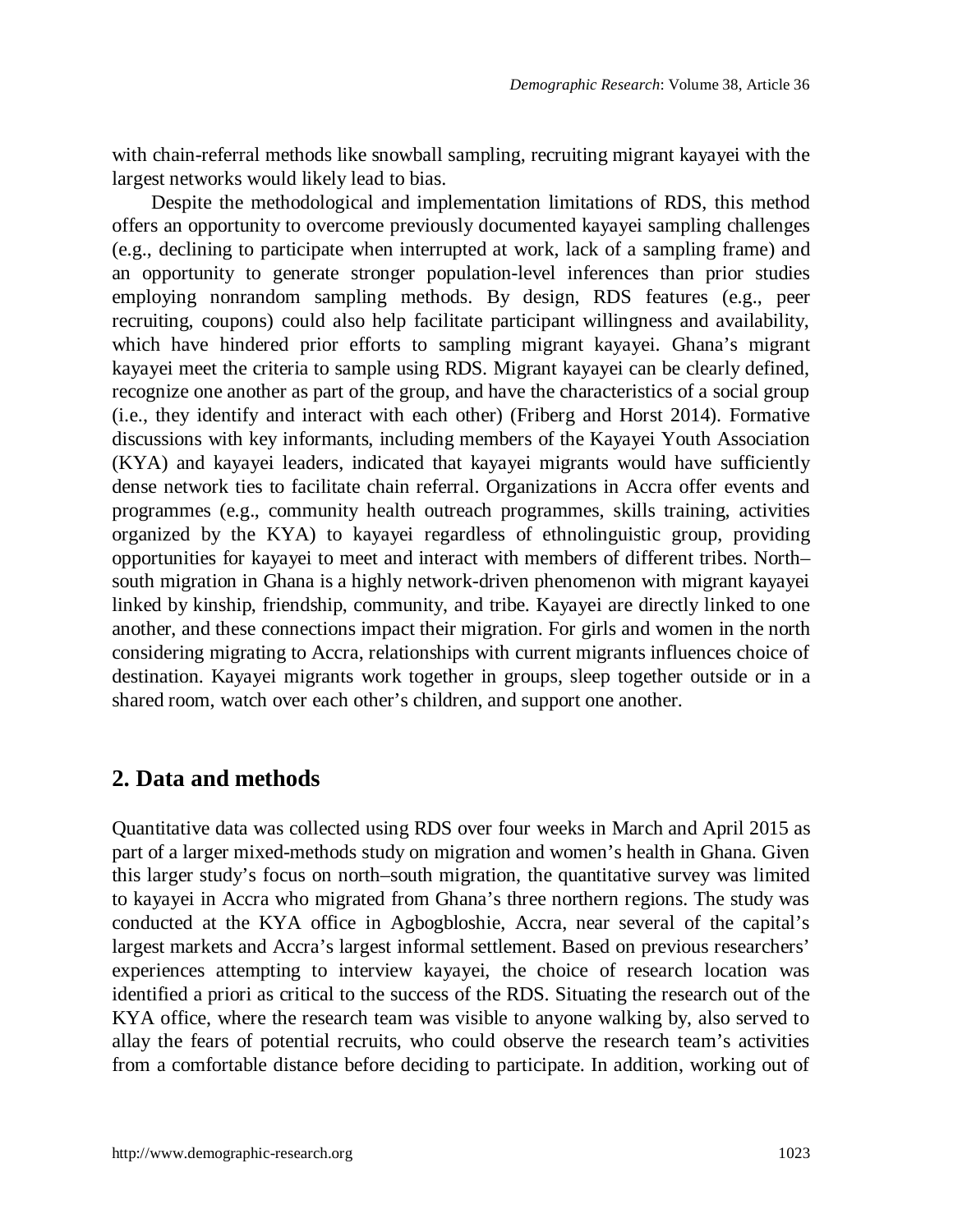with chain-referral methods like snowball sampling, recruiting migrant kayayei with the largest networks would likely lead to bias.

Despite the methodological and implementation limitations of RDS, this method offers an opportunity to overcome previously documented kayayei sampling challenges (e.g., declining to participate when interrupted at work, lack of a sampling frame) and an opportunity to generate stronger population-level inferences than prior studies employing nonrandom sampling methods. By design, RDS features (e.g., peer recruiting, coupons) could also help facilitate participant willingness and availability, which have hindered prior efforts to sampling migrant kayayei. Ghana's migrant kayayei meet the criteria to sample using RDS. Migrant kayayei can be clearly defined, recognize one another as part of the group, and have the characteristics of a social group (i.e., they identify and interact with each other) (Friberg and Horst 2014). Formative discussions with key informants, including members of the Kayayei Youth Association (KYA) and kayayei leaders, indicated that kayayei migrants would have sufficiently dense network ties to facilitate chain referral. Organizations in Accra offer events and programmes (e.g., community health outreach programmes, skills training, activities organized by the KYA) to kayayei regardless of ethnolinguistic group, providing opportunities for kayayei to meet and interact with members of different tribes. North–south migration in Ghana is a highly network-driven phenomenon with migrant kayayei linked by kinship, friendship, community, and tribe. Kayayei are directly linked to one another, and these connections impact their migration. For girls and women in the north considering migrating to Accra, relationships with current migrants influences choice of destination. Kayayei migrants work together in groups, sleep together outside or in a shared room, watch over each other's children, and support one another.

## 2. Data and methods

Quantitative data was collected using RDS over four weeks in March and April 2015 as part of a larger mixed-methods study on migration and women's health in Ghana. Given this larger study's focus on north–south migration, the quantitative survey was limited to kayayei in Accra who migrated from Ghana's three northern regions. The study was conducted at the KYA office in Agbogbloshie, Accra, near several of the capital's largest markets and Accra's largest informal settlement. Based on previous researchers' experiences attempting to interview kayayei, the choice of research location was identified a priori as critical to the success of the RDS. Situating the research out of the KYA office, where the research team was visible to anyone walking by, also served to allay the fears of potential recruits, who could observe the research team's activities from a comfortable distance before deciding to participate. In addition, working out of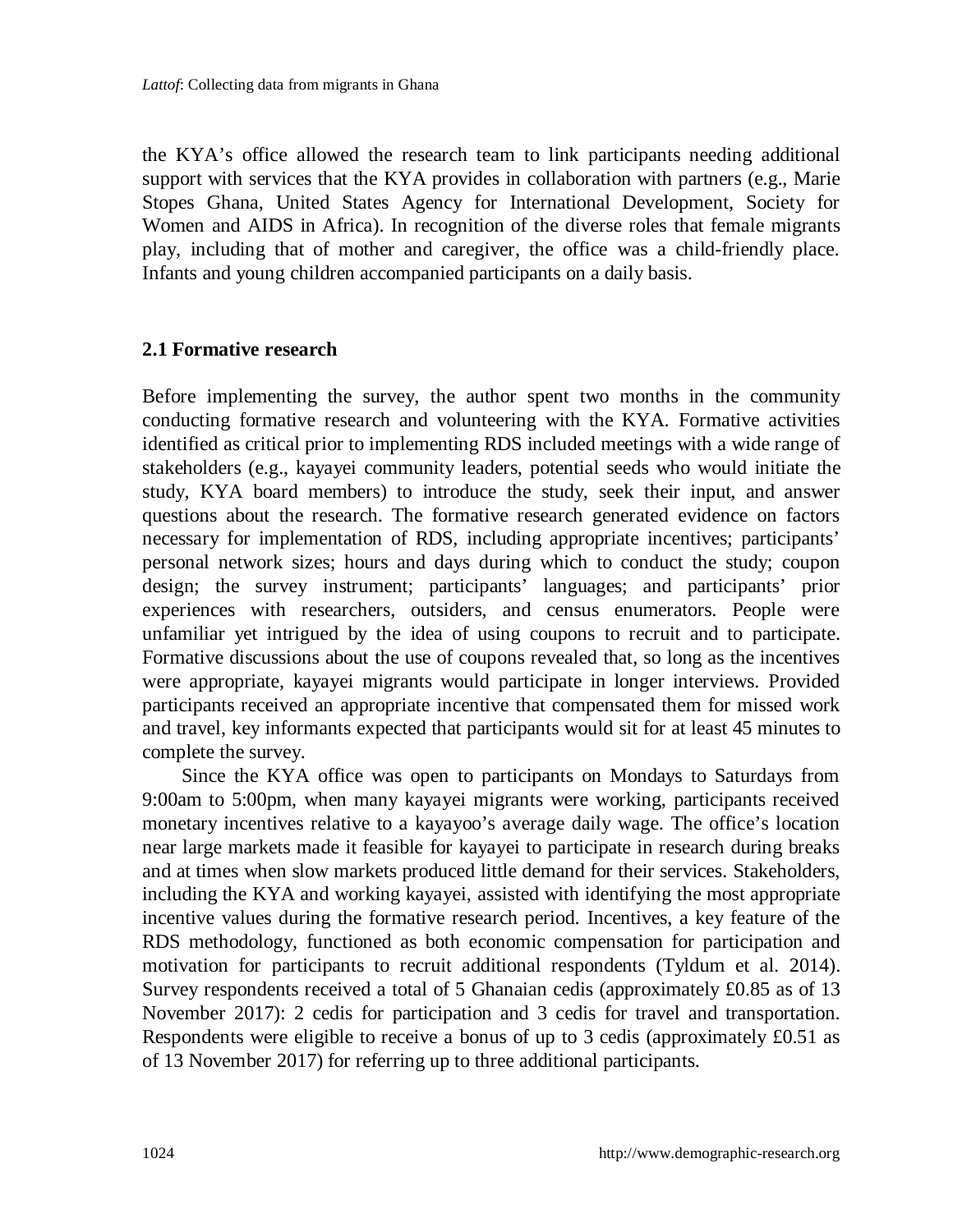the KYA's office allowed the research team to link participants needing additional support with services that the KYA provides in collaboration with partners (e.g., Marie Stopes Ghana, United States Agency for International Development, Society for Women and AIDS in Africa). In recognition of the diverse roles that female migrants play, including that of mother and caregiver, the office was a child-friendly place. Infants and young children accompanied participants on a daily basis.

## 2.1 Formative research

Before implementing the survey, the author spent two months in the community conducting formative research and volunteering with the KYA. Formative activities identified as critical prior to implementing RDS included meetings with a wide range of stakeholders (e.g., kayayei community leaders, potential seeds who would initiate the study, KYA board members) to introduce the study, seek their input, and answer questions about the research. The formative research generated evidence on factors necessary for implementation of RDS, including appropriate incentives; participants' personal network sizes; hours and days during which to conduct the study; coupon design; the survey instrument; participants' languages; and participants' prior experiences with researchers, outsiders, and census enumerators. People were unfamiliar yet intrigued by the idea of using coupons to recruit and to participate. Formative discussions about the use of coupons revealed that, so long as the incentives were appropriate, kayayei migrants would participate in longer interviews. Provided participants received an appropriate incentive that compensated them for missed work and travel, key informants expected that participants would sit for at least 45 minutes to complete the survey.

Since the KYA office was open to participants on Mondays to Saturdays from 9:00am to 5:00pm, when many kayayei migrants were working, participants received monetary incentives relative to a kayayoo's average daily wage. The office's location near large markets made it feasible for kayayei to participate in research during breaks and at times when slow markets produced little demand for their services. Stakeholders, including the KYA and working kayayei, assisted with identifying the most appropriate incentive values during the formative research period. Incentives, a key feature of the RDS methodology, functioned as both economic compensation for participation and motivation for participants to recruit additional respondents (Tyldum et al. 2014). Survey respondents received a total of 5 Ghanaian cedis (approximately £0.85 as of 13 November 2017): 2 cedis for participation and 3 cedis for travel and transportation. Respondents were eligible to receive a bonus of up to 3 cedis (approximately £0.51 as of 13 November 2017) for referring up to three additional participants.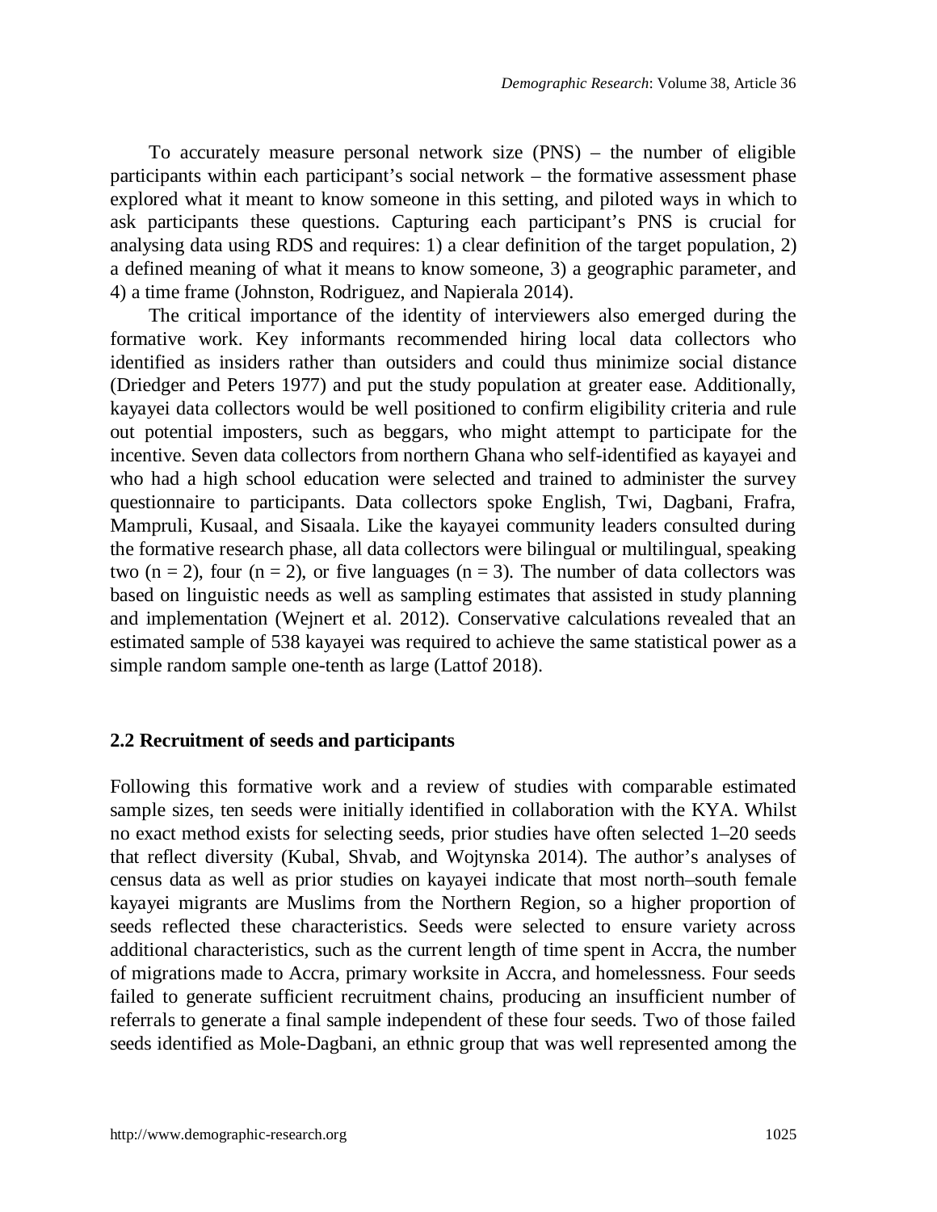To accurately measure personal network size (PNS) – the number of eligible participants within each participant's social network – the formative assessment phase explored what it meant to know someone in this setting, and piloted ways in which to ask participants these questions. Capturing each participant's PNS is crucial for analysing data using RDS and requires: 1) a clear definition of the target population, 2) a defined meaning of what it means to know someone, 3) a geographic parameter, and 4) a time frame (Johnston, Rodriguez, and Napierala 2014).

The critical importance of the identity of interviewers also emerged during the formative work. Key informants recommended hiring local data collectors who identified as insiders rather than outsiders and could thus minimize social distance (Driedger and Peters 1977) and put the study population at greater ease. Additionally, kayayei data collectors would be well positioned to confirm eligibility criteria and rule out potential imposters, such as beggars, who might attempt to participate for the incentive. Seven data collectors from northern Ghana who self-identified as kayayei and who had a high school education were selected and trained to administer the survey questionnaire to participants. Data collectors spoke English, Twi, Dagbani, Frafra, Mampruli, Kusaal, and Sisaala. Like the kayayei community leaders consulted during the formative research phase, all data collectors were bilingual or multilingual, speaking two (n = 2), four (n = 2), or five languages (n = 3). The number of data collectors was based on linguistic needs as well as sampling estimates that assisted in study planning and implementation (Wejnert et al. 2012). Conservative calculations revealed that an estimated sample of 538 kayayei was required to achieve the same statistical power as a simple random sample one-tenth as large (Lattof 2018).

### 2.2 Recruitment of seeds and participants

Following this formative work and a review of studies with comparable estimated sample sizes, ten seeds were initially identified in collaboration with the KYA. Whilst no exact method exists for selecting seeds, prior studies have often selected 1–20 seeds that reflect diversity (Kubal, Shvab, and Wojtynska 2014). The author's analyses of census data as well as prior studies on kayayei indicate that most north–south female kayayei migrants are Muslims from the Northern Region, so a higher proportion of seeds reflected these characteristics. Seeds were selected to ensure variety across additional characteristics, such as the current length of time spent in Accra, the number of migrations made to Accra, primary worksite in Accra, and homelessness. Four seeds failed to generate sufficient recruitment chains, producing an insufficient number of referrals to generate a final sample independent of these four seeds. Two of those failed seeds identified as Mole-Dagbani, an ethnic group that was well represented among the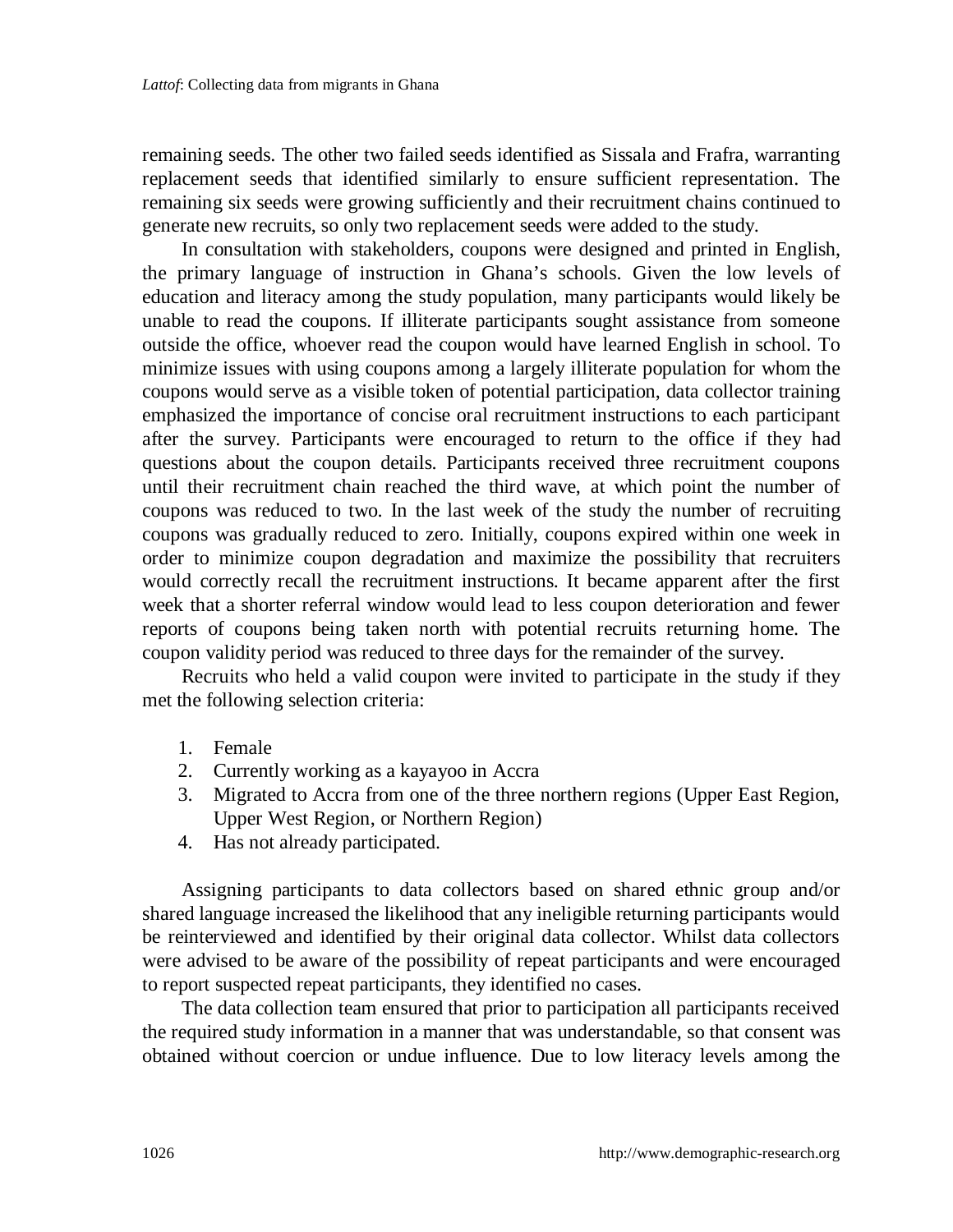remaining seeds. The other two failed seeds identified as Sissala and Frafra, warranting replacement seeds that identified similarly to ensure sufficient representation. The remaining six seeds were growing sufficiently and their recruitment chains continued to generate new recruits, so only two replacement seeds were added to the study.

In consultation with stakeholders, coupons were designed and printed in English, the primary language of instruction in Ghana's schools. Given the low levels of education and literacy among the study population, many participants would likely be unable to read the coupons. If illiterate participants sought assistance from someone outside the office, whoever read the coupon would have learned English in school. To minimize issues with using coupons among a largely illiterate population for whom the coupons would serve as a visible token of potential participation, data collector training emphasized the importance of concise oral recruitment instructions to each participant after the survey. Participants were encouraged to return to the office if they had questions about the coupon details. Participants received three recruitment coupons until their recruitment chain reached the third wave, at which point the number of coupons was reduced to two. In the last week of the study the number of recruiting coupons was gradually reduced to zero. Initially, coupons expired within one week in order to minimize coupon degradation and maximize the possibility that recruiters would correctly recall the recruitment instructions. It became apparent after the first week that a shorter referral window would lead to less coupon deterioration and fewer reports of coupons being taken north with potential recruits returning home. The coupon validity period was reduced to three days for the remainder of the survey.

Recruits who held a valid coupon were invited to participate in the study if they met the following selection criteria:

1. Female
2. Currently working as a kayayoo in Accra
3. Migrated to Accra from one of the three northern regions (Upper East Region, Upper West Region, or Northern Region)
4. Has not already participated.

Assigning participants to data collectors based on shared ethnic group and/or shared language increased the likelihood that any ineligible returning participants would be reinterviewed and identified by their original data collector. Whilst data collectors were advised to be aware of the possibility of repeat participants and were encouraged to report suspected repeat participants, they identified no cases.

The data collection team ensured that prior to participation all participants received the required study information in a manner that was understandable, so that consent was obtained without coercion or undue influence. Due to low literacy levels among the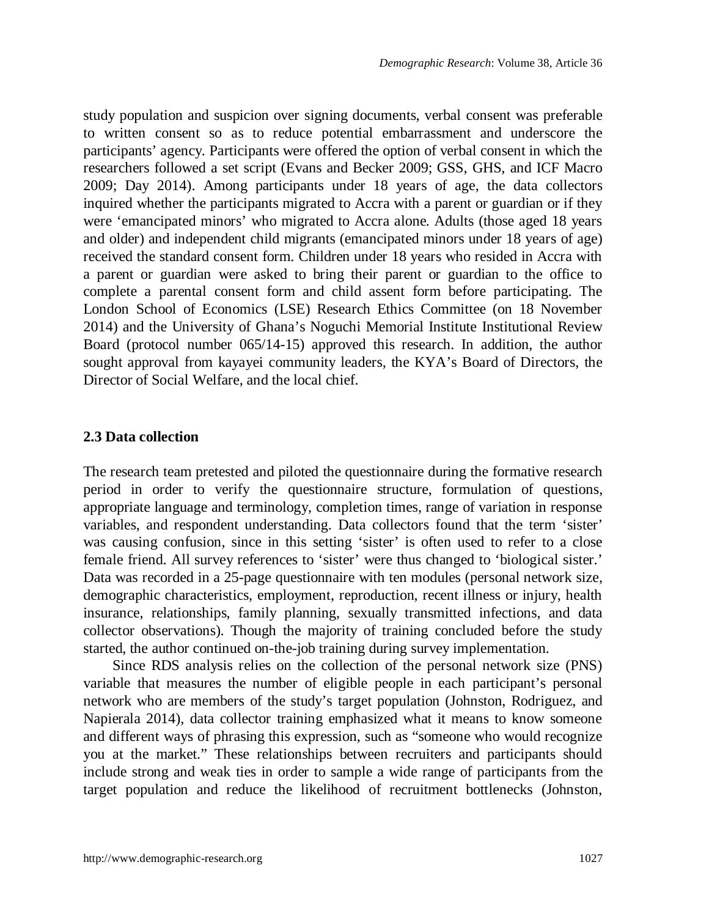study population and suspicion over signing documents, verbal consent was preferable to written consent so as to reduce potential embarrassment and underscore the participants' agency. Participants were offered the option of verbal consent in which the researchers followed a set script (Evans and Becker 2009; GSS, GHS, and ICF Macro 2009; Day 2014). Among participants under 18 years of age, the data collectors inquired whether the participants migrated to Accra with a parent or guardian or if they were 'emancipated minors' who migrated to Accra alone. Adults (those aged 18 years and older) and independent child migrants (emancipated minors under 18 years of age) received the standard consent form. Children under 18 years who resided in Accra with a parent or guardian were asked to bring their parent or guardian to the office to complete a parental consent form and child assent form before participating. The London School of Economics (LSE) Research Ethics Committee (on 18 November 2014) and the University of Ghana's Noguchi Memorial Institute Institutional Review Board (protocol number 065/14-15) approved this research. In addition, the author sought approval from kayayei community leaders, the KYA's Board of Directors, the Director of Social Welfare, and the local chief.

### 2.3 Data collection

The research team pretested and piloted the questionnaire during the formative research period in order to verify the questionnaire structure, formulation of questions, appropriate language and terminology, completion times, range of variation in response variables, and respondent understanding. Data collectors found that the term 'sister' was causing confusion, since in this setting 'sister' is often used to refer to a close female friend. All survey references to 'sister' were thus changed to 'biological sister.' Data was recorded in a 25-page questionnaire with ten modules (personal network size, demographic characteristics, employment, reproduction, recent illness or injury, health insurance, relationships, family planning, sexually transmitted infections, and data collector observations). Though the majority of training concluded before the study started, the author continued on-the-job training during survey implementation.

Since RDS analysis relies on the collection of the personal network size (PNS) variable that measures the number of eligible people in each participant's personal network who are members of the study's target population (Johnston, Rodriguez, and Napierala 2014), data collector training emphasized what it means to know someone and different ways of phrasing this expression, such as "someone who would recognize you at the market." These relationships between recruiters and participants should include strong and weak ties in order to sample a wide range of participants from the target population and reduce the likelihood of recruitment bottlenecks (Johnston,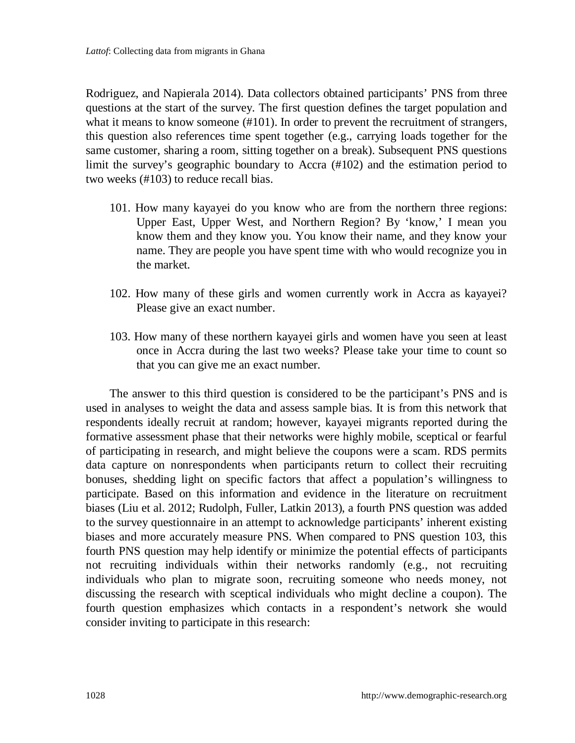Rodriguez, and Napierala 2014). Data collectors obtained participants' PNS from three questions at the start of the survey. The first question defines the target population and what it means to know someone (#101). In order to prevent the recruitment of strangers, this question also references time spent together (e.g., carrying loads together for the same customer, sharing a room, sitting together on a break). Subsequent PNS questions limit the survey's geographic boundary to Accra (#102) and the estimation period to two weeks (#103) to reduce recall bias.

101. How many kayayei do you know who are from the northern three regions: Upper East, Upper West, and Northern Region? By 'know,' I mean you know them and they know you. You know their name, and they know your name. They are people you have spent time with who would recognize you in the market.

102. How many of these girls and women currently work in Accra as kayayei? Please give an exact number.

103. How many of these northern kayayei girls and women have you seen at least once in Accra during the last two weeks? Please take your time to count so that you can give me an exact number.

The answer to this third question is considered to be the participant's PNS and is used in analyses to weight the data and assess sample bias. It is from this network that respondents ideally recruit at random; however, kayayei migrants reported during the formative assessment phase that their networks were highly mobile, sceptical or fearful of participating in research, and might believe the coupons were a scam. RDS permits data capture on nonrespondents when participants return to collect their recruiting bonuses, shedding light on specific factors that affect a population's willingness to participate. Based on this information and evidence in the literature on recruitment biases (Liu et al. 2012; Rudolph, Fuller, Latkin 2013), a fourth PNS question was added to the survey questionnaire in an attempt to acknowledge participants' inherent existing biases and more accurately measure PNS. When compared to PNS question 103, this fourth PNS question may help identify or minimize the potential effects of participants not recruiting individuals within their networks randomly (e.g., not recruiting individuals who plan to migrate soon, recruiting someone who needs money, not discussing the research with sceptical individuals who might decline a coupon). The fourth question emphasizes which contacts in a respondent's network she would consider inviting to participate in this research: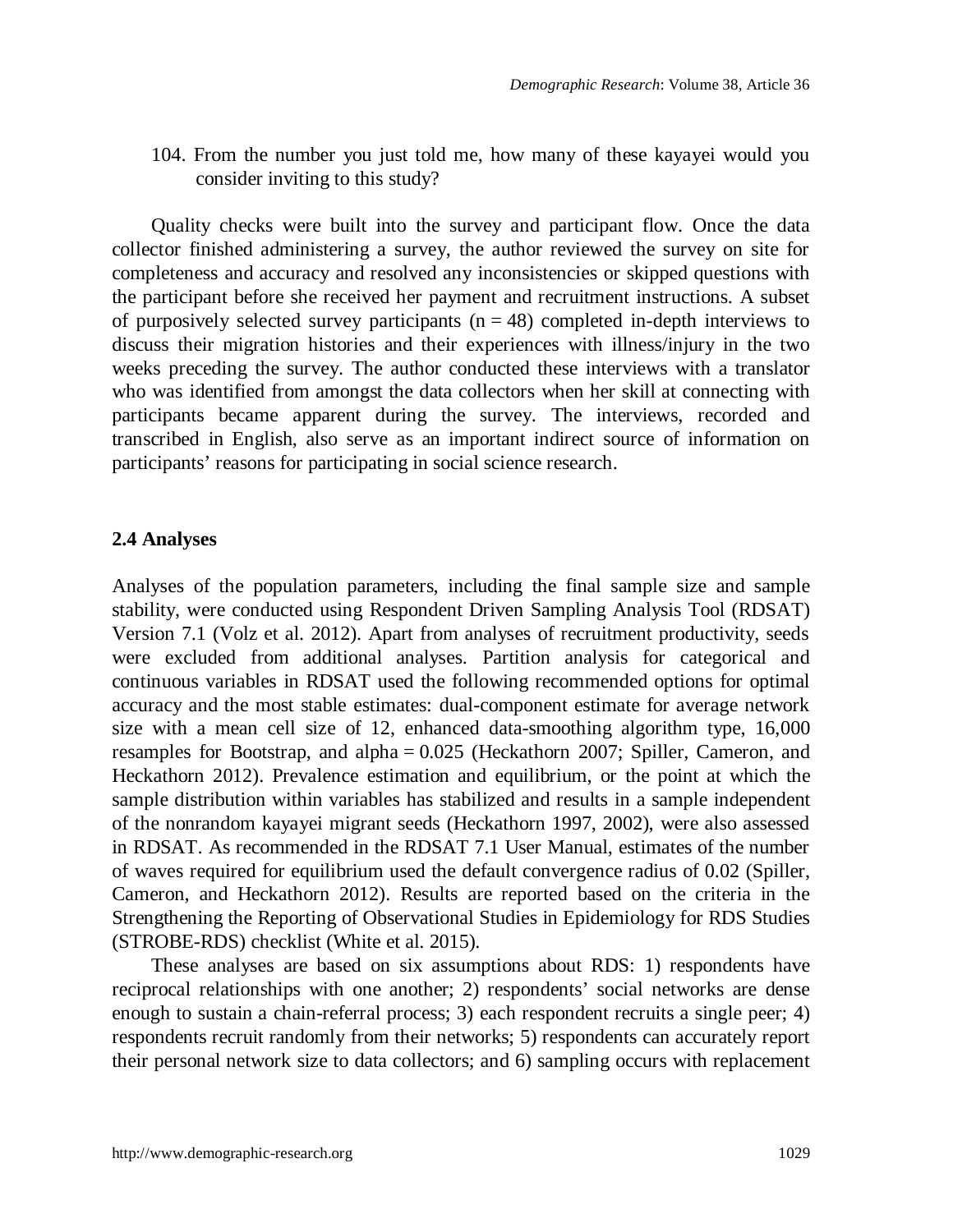104. From the number you just told me, how many of these kayayei would you consider inviting to this study?

Quality checks were built into the survey and participant flow. Once the data collector finished administering a survey, the author reviewed the survey on site for completeness and accuracy and resolved any inconsistencies or skipped questions with the participant before she received her payment and recruitment instructions. A subset of purposively selected survey participants (n = 48) completed in-depth interviews to discuss their migration histories and their experiences with illness/injury in the two weeks preceding the survey. The author conducted these interviews with a translator who was identified from amongst the data collectors when her skill at connecting with participants became apparent during the survey. The interviews, recorded and transcribed in English, also serve as an important indirect source of information on participants' reasons for participating in social science research.

## 2.4 Analyses

Analyses of the population parameters, including the final sample size and sample stability, were conducted using Respondent Driven Sampling Analysis Tool (RDSAT) Version 7.1 (Volz et al. 2012). Apart from analyses of recruitment productivity, seeds were excluded from additional analyses. Partition analysis for categorical and continuous variables in RDSAT used the following recommended options for optimal accuracy and the most stable estimates: dual-component estimate for average network size with a mean cell size of 12, enhanced data-smoothing algorithm type, 16,000 resamples for Bootstrap, and alpha = 0.025 (Heckathorn 2007; Spiller, Cameron, and Heckathorn 2012). Prevalence estimation and equilibrium, or the point at which the sample distribution within variables has stabilized and results in a sample independent of the nonrandom kayayei migrant seeds (Heckathorn 1997, 2002), were also assessed in RDSAT. As recommended in the RDSAT 7.1 User Manual, estimates of the number of waves required for equilibrium used the default convergence radius of 0.02 (Spiller, Cameron, and Heckathorn 2012). Results are reported based on the criteria in the Strengthening the Reporting of Observational Studies in Epidemiology for RDS Studies (STROBE-RDS) checklist (White et al. 2015).

These analyses are based on six assumptions about RDS: 1) respondents have reciprocal relationships with one another; 2) respondents' social networks are dense enough to sustain a chain-referral process; 3) each respondent recruits a single peer; 4) respondents recruit randomly from their networks; 5) respondents can accurately report their personal network size to data collectors; and 6) sampling occurs with replacement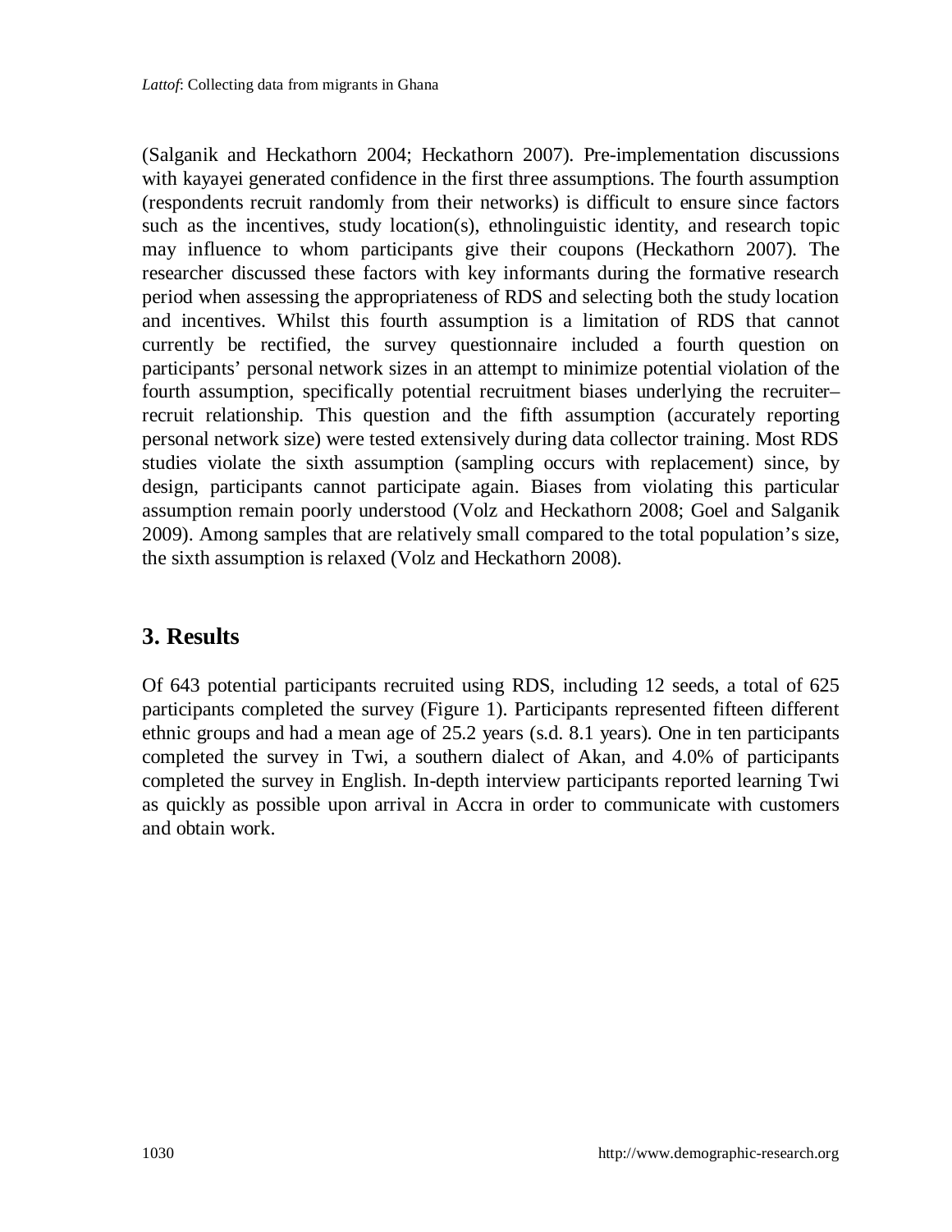(Salganik and Heckathorn 2004; Heckathorn 2007). Pre-implementation discussions with kayayei generated confidence in the first three assumptions. The fourth assumption (respondents recruit randomly from their networks) is difficult to ensure since factors such as the incentives, study location(s), ethnolinguistic identity, and research topic may influence to whom participants give their coupons (Heckathorn 2007). The researcher discussed these factors with key informants during the formative research period when assessing the appropriateness of RDS and selecting both the study location and incentives. Whilst this fourth assumption is a limitation of RDS that cannot currently be rectified, the survey questionnaire included a fourth question on participants' personal network sizes in an attempt to minimize potential violation of the fourth assumption, specifically potential recruitment biases underlying the recruiter–recruit relationship. This question and the fifth assumption (accurately reporting personal network size) were tested extensively during data collector training. Most RDS studies violate the sixth assumption (sampling occurs with replacement) since, by design, participants cannot participate again. Biases from violating this particular assumption remain poorly understood (Volz and Heckathorn 2008; Goel and Salganik 2009). Among samples that are relatively small compared to the total population's size, the sixth assumption is relaxed (Volz and Heckathorn 2008).

## 3. Results

Of 643 potential participants recruited using RDS, including 12 seeds, a total of 625 participants completed the survey (Figure 1). Participants represented fifteen different ethnic groups and had a mean age of 25.2 years (s.d. 8.1 years). One in ten participants completed the survey in Twi, a southern dialect of Akan, and 4.0% of participants completed the survey in English. In-depth interview participants reported learning Twi as quickly as possible upon arrival in Accra in order to communicate with customers and obtain work.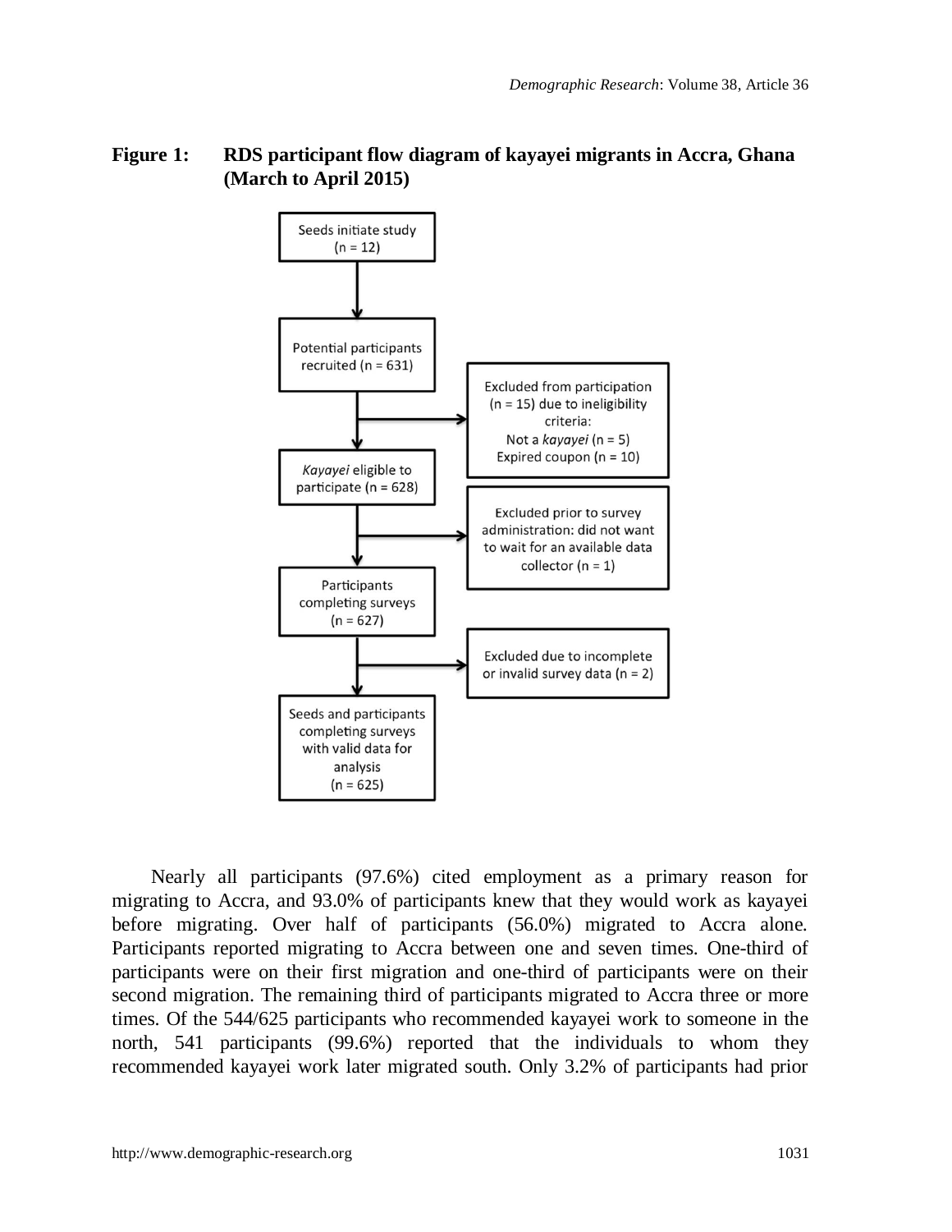**Figure 1: RDS participant flow diagram of kayayei migrants in Accra, Ghana (March to April 2015)**

Seeds initiate study (n = 12)

Potential participants recruited (n = 631)

Excluded from participation (n = 15) due to ineligibility criteria:
Not a *kayayei* (n = 5)
Expired coupon (n = 10)

*Kayayei* eligible to participate (n = 628)

Excluded prior to survey administration: did not want to wait for an available data collector (n = 1)

Participants completing surveys (n = 627)

Excluded due to incomplete or invalid survey data (n = 2)

Seeds and participants completing surveys with valid data for analysis (n = 625)

Nearly all participants (97.6%) cited employment as a primary reason for migrating to Accra, and 93.0% of participants knew that they would work as kayayei before migrating. Over half of participants (56.0%) migrated to Accra alone. Participants reported migrating to Accra between one and seven times. One-third of participants were on their first migration and one-third of participants were on their second migration. The remaining third of participants migrated to Accra three or more times. Of the 544/625 participants who recommended kayayei work to someone in the north, 541 participants (99.6%) reported that the individuals to whom they recommended kayayei work later migrated south. Only 3.2% of participants had prior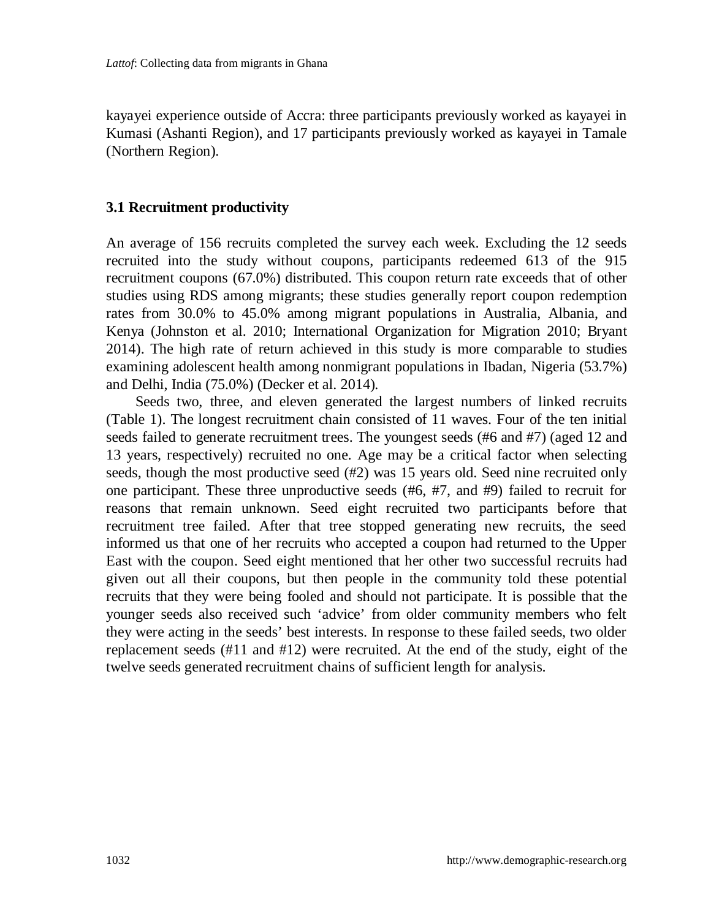kayayei experience outside of Accra: three participants previously worked as kayayei in Kumasi (Ashanti Region), and 17 participants previously worked as kayayei in Tamale (Northern Region).

### 3.1 Recruitment productivity

An average of 156 recruits completed the survey each week. Excluding the 12 seeds recruited into the study without coupons, participants redeemed 613 of the 915 recruitment coupons (67.0%) distributed. This coupon return rate exceeds that of other studies using RDS among migrants; these studies generally report coupon redemption rates from 30.0% to 45.0% among migrant populations in Australia, Albania, and Kenya (Johnston et al. 2010; International Organization for Migration 2010; Bryant 2014). The high rate of return achieved in this study is more comparable to studies examining adolescent health among nonmigrant populations in Ibadan, Nigeria (53.7%) and Delhi, India (75.0%) (Decker et al. 2014).

Seeds two, three, and eleven generated the largest numbers of linked recruits (Table 1). The longest recruitment chain consisted of 11 waves. Four of the ten initial seeds failed to generate recruitment trees. The youngest seeds (#6 and #7) (aged 12 and 13 years, respectively) recruited no one. Age may be a critical factor when selecting seeds, though the most productive seed (#2) was 15 years old. Seed nine recruited only one participant. These three unproductive seeds (#6, #7, and #9) failed to recruit for reasons that remain unknown. Seed eight recruited two participants before that recruitment tree failed. After that tree stopped generating new recruits, the seed informed us that one of her recruits who accepted a coupon had returned to the Upper East with the coupon. Seed eight mentioned that her other two successful recruits had given out all their coupons, but then people in the community told these potential recruits that they were being fooled and should not participate. It is possible that the younger seeds also received such 'advice' from older community members who felt they were acting in the seeds' best interests. In response to these failed seeds, two older replacement seeds (#11 and #12) were recruited. At the end of the study, eight of the twelve seeds generated recruitment chains of sufficient length for analysis.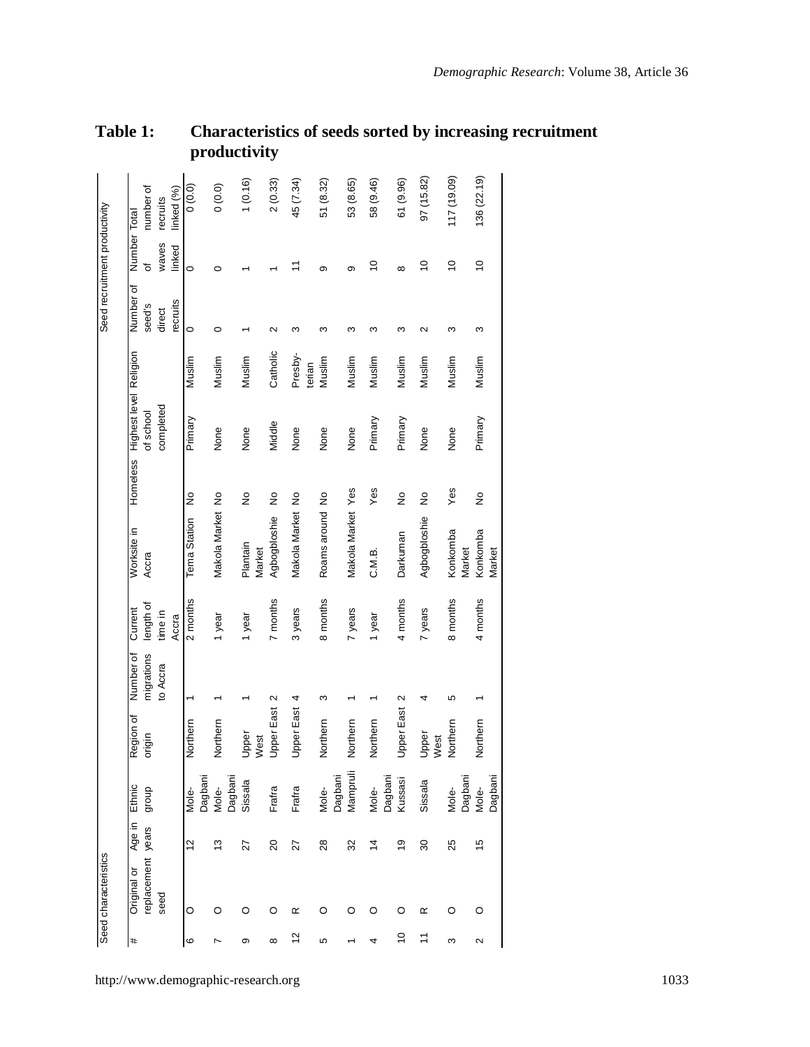**Table 1: Characteristics of seeds sorted by increasing recruitment productivity**

| Seed characteristics | | | | | | | | | | | Seed recruitment productivity | | |
|---|---|---|---|---|---|---|---|---|---|---|---|---|---|
| # | Original or replacement seed | Age in years | Ethnic group | Region of origin | Number of migrations to Accra | Current length of time in Accra | Worksite in Accra | Homeless | Highest level of school completed | Religion | Number of seed's direct recruits | Number of waves linked | Total number of recruits linked (%) |
| 6 | O | 12 | Mole-Dagbani | Northern | 1 | 2 months | Tema Station | No | Primary | Muslim | 0 | 0 | 0 (0.0) |
| 7 | O | 13 | Mole-Dagbani | Northern | 1 | 1 year | Makola Market | No | None | Muslim | 0 | 0 | 0 (0.0) |
| 9 | O | 27 | Sissala | Upper West | 1 | 1 year | Plantain Market | No | None | Muslim | 1 | 1 | 1 (0.16) |
| 8 | O | 20 | Frafra | Upper East | 2 | 7 months | Agbogbloshie | No | Middle | Catholic | 2 | 1 | 2 (0.33) |
| 12 | R | 27 | Frafra | Upper East | 4 | 3 years | Makola Market | No | None | Presbyterian | 3 | 11 | 45 (7.34) |
| 5 | O | 28 | Mole-Dagbani | Northern | 3 | 8 months | Roams around | No | None | Muslim | 3 | 9 | 51 (8.32) |
| 1 | O | 32 | Mampruli | Northern | 1 | 7 years | Makola Market | Yes | None | Muslim | 3 | 9 | 53 (8.65) |
| 4 | O | 14 | Mole-Dagbani | Northern | 1 | 1 year | C.M.B. | Yes | Primary | Muslim | 3 | 10 | 58 (9.46) |
| 10 | O | 19 | Kussasi | Upper East | 2 | 4 months | Darkuman | No | Primary | Muslim | 3 | 8 | 61 (9.96) |
| 11 | R | 30 | Sissala | Upper West | 4 | 7 years | Agbogbloshie | No | None | Muslim | 2 | 10 | 97 (15.82) |
| 3 | O | 25 | Mole-Dagbani | Northern | 5 | 8 months | Konkomba Market | Yes | None | Muslim | 3 | 10 | 117 (19.09) |
| 2 | O | 15 | Mole-Dagbani | Northern | 1 | 4 months | Konkomba Market | No | Primary | Muslim | 3 | 10 | 136 (22.19) |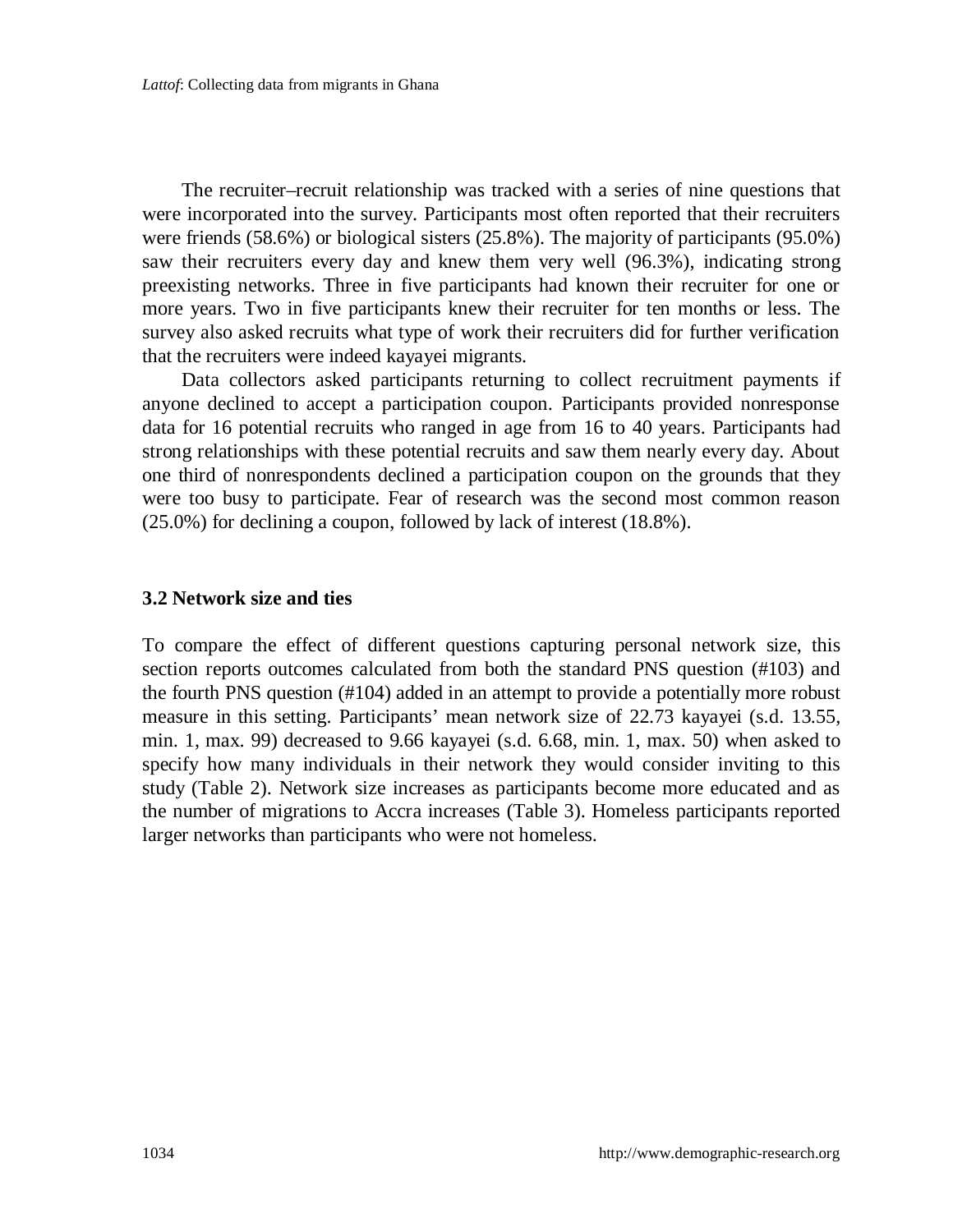The recruiter–recruit relationship was tracked with a series of nine questions that were incorporated into the survey. Participants most often reported that their recruiters were friends (58.6%) or biological sisters (25.8%). The majority of participants (95.0%) saw their recruiters every day and knew them very well (96.3%), indicating strong preexisting networks. Three in five participants had known their recruiter for one or more years. Two in five participants knew their recruiter for ten months or less. The survey also asked recruits what type of work their recruiters did for further verification that the recruiters were indeed kayayei migrants.

Data collectors asked participants returning to collect recruitment payments if anyone declined to accept a participation coupon. Participants provided nonresponse data for 16 potential recruits who ranged in age from 16 to 40 years. Participants had strong relationships with these potential recruits and saw them nearly every day. About one third of nonrespondents declined a participation coupon on the grounds that they were too busy to participate. Fear of research was the second most common reason (25.0%) for declining a coupon, followed by lack of interest (18.8%).

### 3.2 Network size and ties

To compare the effect of different questions capturing personal network size, this section reports outcomes calculated from both the standard PNS question (#103) and the fourth PNS question (#104) added in an attempt to provide a potentially more robust measure in this setting. Participants' mean network size of 22.73 kayayei (s.d. 13.55, min. 1, max. 99) decreased to 9.66 kayayei (s.d. 6.68, min. 1, max. 50) when asked to specify how many individuals in their network they would consider inviting to this study (Table 2). Network size increases as participants become more educated and as the number of migrations to Accra increases (Table 3). Homeless participants reported larger networks than participants who were not homeless.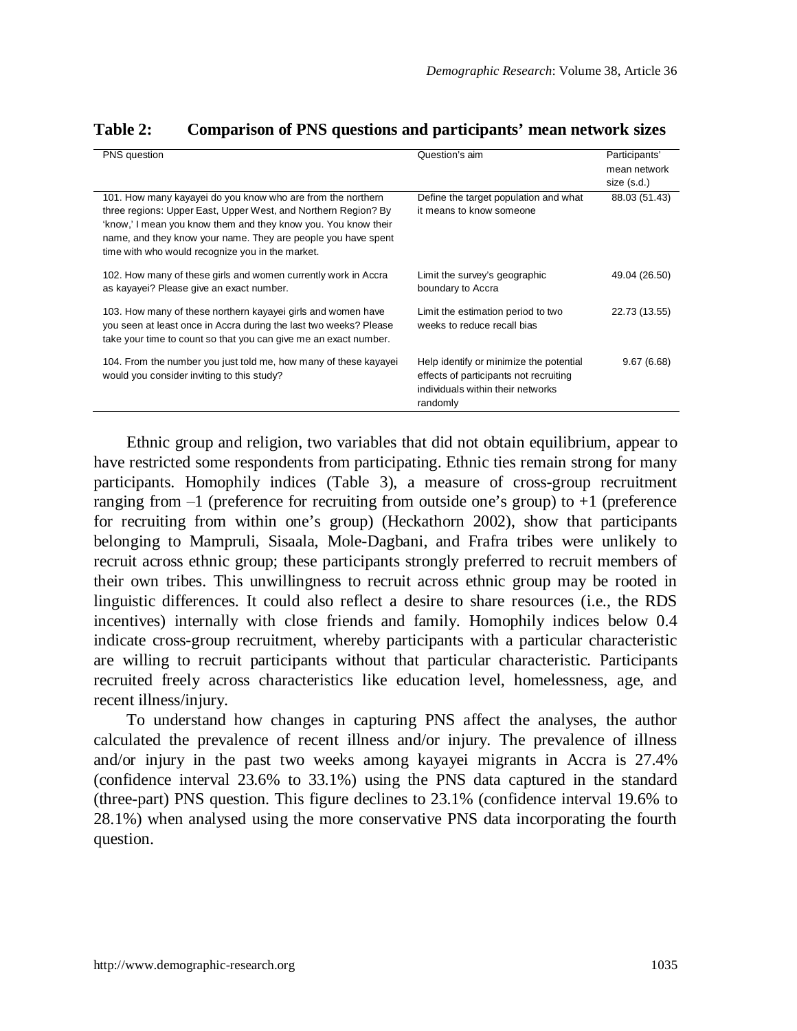**Table 2: Comparison of PNS questions and participants' mean network sizes**

| PNS question | Question's aim | Participants' mean network size (s.d.) |
|---|---|---|
| 101. How many kayayei do you know who are from the northern three regions: Upper East, Upper West, and Northern Region? By 'know,' I mean you know them and they know you. You know their name, and they know your name. They are people you have spent time with who would recognize you in the market. | Define the target population and what it means to know someone | 88.03 (51.43) |
| 102. How many of these girls and women currently work in Accra as kayayei? Please give an exact number. | Limit the survey's geographic boundary to Accra | 49.04 (26.50) |
| 103. How many of these northern kayayei girls and women have you seen at least once in Accra during the last two weeks? Please take your time to count so that you can give me an exact number. | Limit the estimation period to two weeks to reduce recall bias | 22.73 (13.55) |
| 104. From the number you just told me, how many of these kayayei would you consider inviting to this study? | Help identify or minimize the potential effects of participants not recruiting individuals within their networks randomly | 9.67 (6.68) |

Ethnic group and religion, two variables that did not obtain equilibrium, appear to have restricted some respondents from participating. Ethnic ties remain strong for many participants. Homophily indices (Table 3), a measure of cross-group recruitment ranging from –1 (preference for recruiting from outside one's group) to +1 (preference for recruiting from within one's group) (Heckathorn 2002), show that participants belonging to Mampruli, Sisaala, Mole-Dagbani, and Frafra tribes were unlikely to recruit across ethnic group; these participants strongly preferred to recruit members of their own tribes. This unwillingness to recruit across ethnic group may be rooted in linguistic differences. It could also reflect a desire to share resources (i.e., the RDS incentives) internally with close friends and family. Homophily indices below 0.4 indicate cross-group recruitment, whereby participants with a particular characteristic are willing to recruit participants without that particular characteristic. Participants recruited freely across characteristics like education level, homelessness, age, and recent illness/injury.

To understand how changes in capturing PNS affect the analyses, the author calculated the prevalence of recent illness and/or injury. The prevalence of illness and/or injury in the past two weeks among kayayei migrants in Accra is 27.4% (confidence interval 23.6% to 33.1%) using the PNS data captured in the standard (three-part) PNS question. This figure declines to 23.1% (confidence interval 19.6% to 28.1%) when analysed using the more conservative PNS data incorporating the fourth question.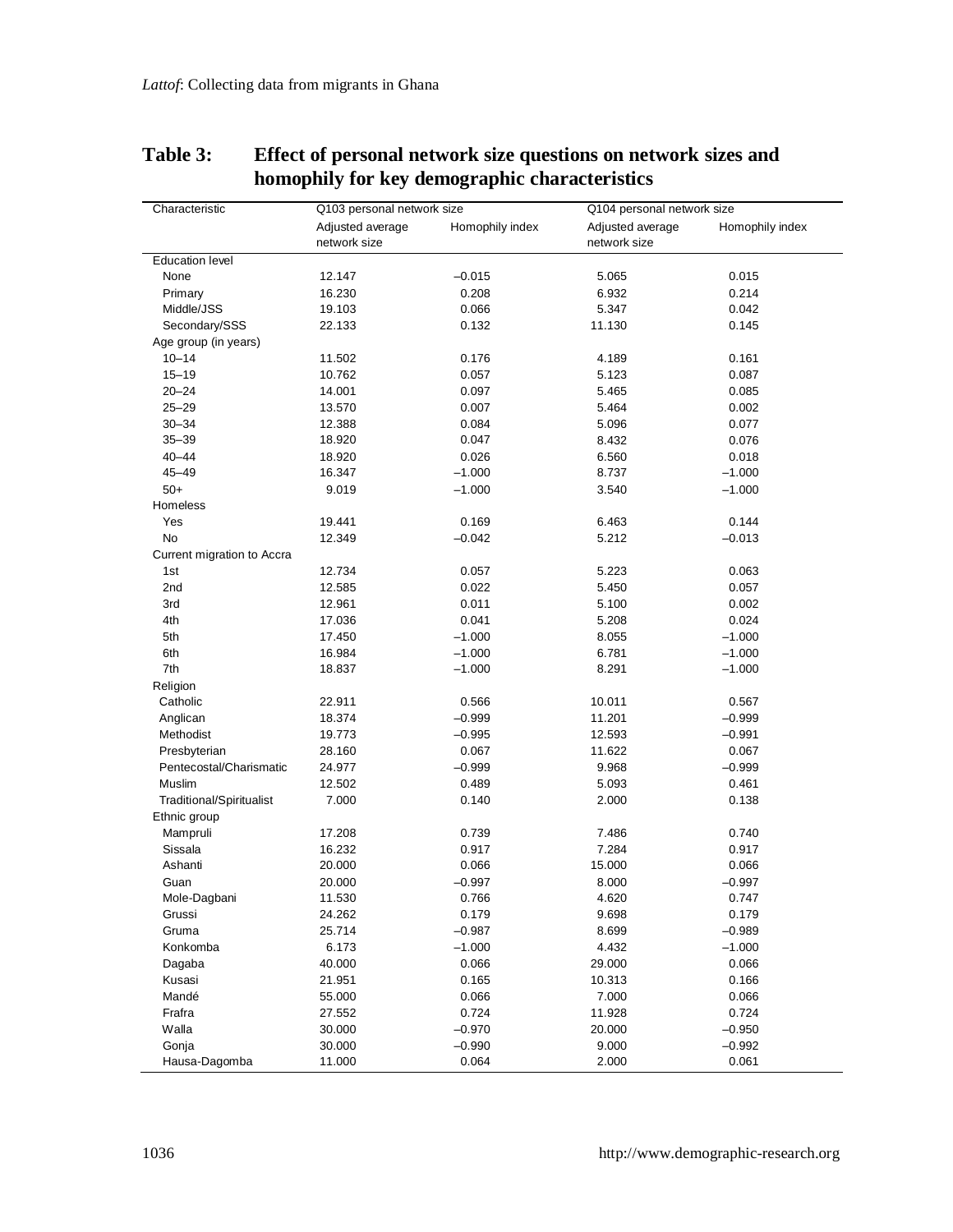**Table 3: Effect of personal network size questions on network sizes and homophily for key demographic characteristics**

| Characteristic | Q103 personal network size | | Q104 personal network size | |
|---|---|---|---|---|
| | Adjusted average network size | Homophily index | Adjusted average network size | Homophily index |
| Education level | | | | |
| None | 12.147 | –0.015 | 5.065 | 0.015 |
| Primary | 16.230 | 0.208 | 6.932 | 0.214 |
| Middle/JSS | 19.103 | 0.066 | 5.347 | 0.042 |
| Secondary/SSS | 22.133 | 0.132 | 11.130 | 0.145 |
| Age group (in years) | | | | |
| 10–14 | 11.502 | 0.176 | 4.189 | 0.161 |
| 15–19 | 10.762 | 0.057 | 5.123 | 0.087 |
| 20–24 | 14.001 | 0.097 | 5.465 | 0.085 |
| 25–29 | 13.570 | 0.007 | 5.464 | 0.002 |
| 30–34 | 12.388 | 0.084 | 5.096 | 0.077 |
| 35–39 | 18.920 | 0.047 | 8.432 | 0.076 |
| 40–44 | 18.920 | 0.026 | 6.560 | 0.018 |
| 45–49 | 16.347 | –1.000 | 8.737 | –1.000 |
| 50+ | 9.019 | –1.000 | 3.540 | –1.000 |
| Homeless | | | | |
| Yes | 19.441 | 0.169 | 6.463 | 0.144 |
| No | 12.349 | –0.042 | 5.212 | –0.013 |
| Current migration to Accra | | | | |
| 1st | 12.734 | 0.057 | 5.223 | 0.063 |
| 2nd | 12.585 | 0.022 | 5.450 | 0.057 |
| 3rd | 12.961 | 0.011 | 5.100 | 0.002 |
| 4th | 17.036 | 0.041 | 5.208 | 0.024 |
| 5th | 17.450 | –1.000 | 8.055 | –1.000 |
| 6th | 16.984 | –1.000 | 6.781 | –1.000 |
| 7th | 18.837 | –1.000 | 8.291 | –1.000 |
| Religion | | | | |
| Catholic | 22.911 | 0.566 | 10.011 | 0.567 |
| Anglican | 18.374 | –0.999 | 11.201 | –0.999 |
| Methodist | 19.773 | –0.995 | 12.593 | –0.991 |
| Presbyterian | 28.160 | 0.067 | 11.622 | 0.067 |
| Pentecostal/Charismatic | 24.977 | –0.999 | 9.968 | –0.999 |
| Muslim | 12.502 | 0.489 | 5.093 | 0.461 |
| Traditional/Spiritualist | 7.000 | 0.140 | 2.000 | 0.138 |
| Ethnic group | | | | |
| Mampruli | 17.208 | 0.739 | 7.486 | 0.740 |
| Sissala | 16.232 | 0.917 | 7.284 | 0.917 |
| Ashanti | 20.000 | 0.066 | 15.000 | 0.066 |
| Guan | 20.000 | –0.997 | 8.000 | –0.997 |
| Mole-Dagbani | 11.530 | 0.766 | 4.620 | 0.747 |
| Grussi | 24.262 | 0.179 | 9.698 | 0.179 |
| Gruma | 25.714 | –0.987 | 8.699 | –0.989 |
| Konkomba | 6.173 | –1.000 | 4.432 | –1.000 |
| Dagaba | 40.000 | 0.066 | 29.000 | 0.066 |
| Kusasi | 21.951 | 0.165 | 10.313 | 0.166 |
| Mandé | 55.000 | 0.066 | 7.000 | 0.066 |
| Frafra | 27.552 | 0.724 | 11.928 | 0.724 |
| Walla | 30.000 | –0.970 | 20.000 | –0.950 |
| Gonja | 30.000 | –0.990 | 9.000 | –0.992 |
| Hausa-Dagomba | 11.000 | 0.064 | 2.000 | 0.061 |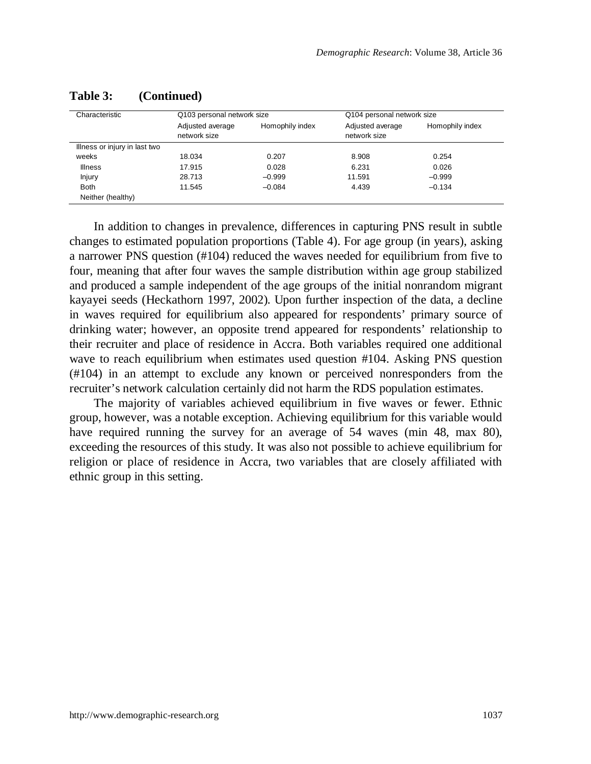**Table 3: (Continued)**

| Characteristic | Q103 personal network size | | Q104 personal network size | |
|---|---|---|---|---|
| | Adjusted average network size | Homophily index | Adjusted average network size | Homophily index |
| Illness or injury in last two weeks | 18.034 | 0.207 | 8.908 | 0.254 |
| Illness | 17.915 | 0.028 | 6.231 | 0.026 |
| Injury | 28.713 | –0.999 | 11.591 | –0.999 |
| Both | 11.545 | –0.084 | 4.439 | –0.134 |
| Neither (healthy) | | | | |

In addition to changes in prevalence, differences in capturing PNS result in subtle changes to estimated population proportions (Table 4). For age group (in years), asking a narrower PNS question (#104) reduced the waves needed for equilibrium from five to four, meaning that after four waves the sample distribution within age group stabilized and produced a sample independent of the age groups of the initial nonrandom migrant kayayei seeds (Heckathorn 1997, 2002). Upon further inspection of the data, a decline in waves required for equilibrium also appeared for respondents' primary source of drinking water; however, an opposite trend appeared for respondents' relationship to their recruiter and place of residence in Accra. Both variables required one additional wave to reach equilibrium when estimates used question #104. Asking PNS question (#104) in an attempt to exclude any known or perceived nonresponders from the recruiter's network calculation certainly did not harm the RDS population estimates.

The majority of variables achieved equilibrium in five waves or fewer. Ethnic group, however, was a notable exception. Achieving equilibrium for this variable would have required running the survey for an average of 54 waves (min 48, max 80), exceeding the resources of this study. It was also not possible to achieve equilibrium for religion or place of residence in Accra, two variables that are closely affiliated with ethnic group in this setting.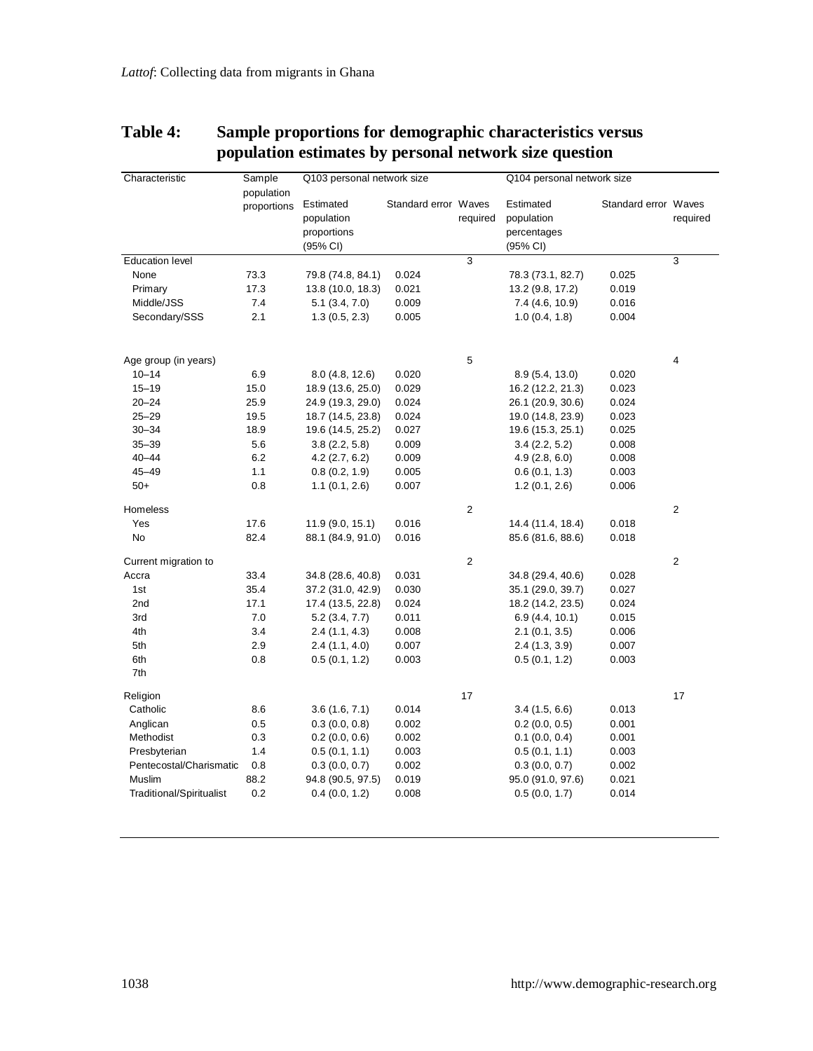**Table 4: Sample proportions for demographic characteristics versus population estimates by personal network size question**

| Characteristic | Sample population proportions | Q103 personal network size | | | Q104 personal network size | | |
|---|---|---|---|---|---|---|---|
| | | Estimated population proportions (95% CI) | Standard error | Waves required | Estimated population percentages (95% CI) | Standard error | Waves required |
| Education level | | | | 3 | | | 3 |
| None | 73.3 | 79.8 (74.8, 84.1) | 0.024 | | 78.3 (73.1, 82.7) | 0.025 | |
| Primary | 17.3 | 13.8 (10.0, 18.3) | 0.021 | | 13.2 (9.8, 17.2) | 0.019 | |
| Middle/JSS | 7.4 | 5.1 (3.4, 7.0) | 0.009 | | 7.4 (4.6, 10.9) | 0.016 | |
| Secondary/SSS | 2.1 | 1.3 (0.5, 2.3) | 0.005 | | 1.0 (0.4, 1.8) | 0.004 | |
| Age group (in years) | | | | 5 | | | 4 |
| 10–14 | 6.9 | 8.0 (4.8, 12.6) | 0.020 | | 8.9 (5.4, 13.0) | 0.020 | |
| 15–19 | 15.0 | 18.9 (13.6, 25.0) | 0.029 | | 16.2 (12.2, 21.3) | 0.023 | |
| 20–24 | 25.9 | 24.9 (19.3, 29.0) | 0.024 | | 26.1 (20.9, 30.6) | 0.024 | |
| 25–29 | 19.5 | 18.7 (14.5, 23.8) | 0.024 | | 19.0 (14.8, 23.9) | 0.023 | |
| 30–34 | 18.9 | 19.6 (14.5, 25.2) | 0.027 | | 19.6 (15.3, 25.1) | 0.025 | |
| 35–39 | 5.6 | 3.8 (2.2, 5.8) | 0.009 | | 3.4 (2.2, 5.2) | 0.008 | |
| 40–44 | 6.2 | 4.2 (2.7, 6.2) | 0.009 | | 4.9 (2.8, 6.0) | 0.008 | |
| 45–49 | 1.1 | 0.8 (0.2, 1.9) | 0.005 | | 0.6 (0.1, 1.3) | 0.003 | |
| 50+ | 0.8 | 1.1 (0.1, 2.6) | 0.007 | | 1.2 (0.1, 2.6) | 0.006 | |
| Homeless | | | | 2 | | | 2 |
| Yes | 17.6 | 11.9 (9.0, 15.1) | 0.016 | | 14.4 (11.4, 18.4) | 0.018 | |
| No | 82.4 | 88.1 (84.9, 91.0) | 0.016 | | 85.6 (81.6, 88.6) | 0.018 | |
| Current migration to | | | | 2 | | | 2 |
| Accra | 33.4 | 34.8 (28.6, 40.8) | 0.031 | | 34.8 (29.4, 40.6) | 0.028 | |
| 1st | 35.4 | 37.2 (31.0, 42.9) | 0.030 | | 35.1 (29.0, 39.7) | 0.027 | |
| 2nd | 17.1 | 17.4 (13.5, 22.8) | 0.024 | | 18.2 (14.2, 23.5) | 0.024 | |
| 3rd | 7.0 | 5.2 (3.4, 7.7) | 0.011 | | 6.9 (4.4, 10.1) | 0.015 | |
| 4th | 3.4 | 2.4 (1.1, 4.3) | 0.008 | | 2.1 (0.1, 3.5) | 0.006 | |
| 5th | 2.9 | 2.4 (1.1, 4.0) | 0.007 | | 2.4 (1.3, 3.9) | 0.007 | |
| 6th | 0.8 | 0.5 (0.1, 1.2) | 0.003 | | 0.5 (0.1, 1.2) | 0.003 | |
| 7th | | | | | | | |
| Religion | | | | 17 | | | 17 |
| Catholic | 8.6 | 3.6 (1.6, 7.1) | 0.014 | | 3.4 (1.5, 6.6) | 0.013 | |
| Anglican | 0.5 | 0.3 (0.0, 0.8) | 0.002 | | 0.2 (0.0, 0.5) | 0.001 | |
| Methodist | 0.3 | 0.2 (0.0, 0.6) | 0.002 | | 0.1 (0.0, 0.4) | 0.001 | |
| Presbyterian | 1.4 | 0.5 (0.1, 1.1) | 0.003 | | 0.5 (0.1, 1.1) | 0.003 | |
| Pentecostal/Charismatic | 0.8 | 0.3 (0.0, 0.7) | 0.002 | | 0.3 (0.0, 0.7) | 0.002 | |
| Muslim | 88.2 | 94.8 (90.5, 97.5) | 0.019 | | 95.0 (91.0, 97.6) | 0.021 | |
| Traditional/Spiritualist | 0.2 | 0.4 (0.0, 1.2) | 0.008 | | 0.5 (0.0, 1.7) | 0.014 | |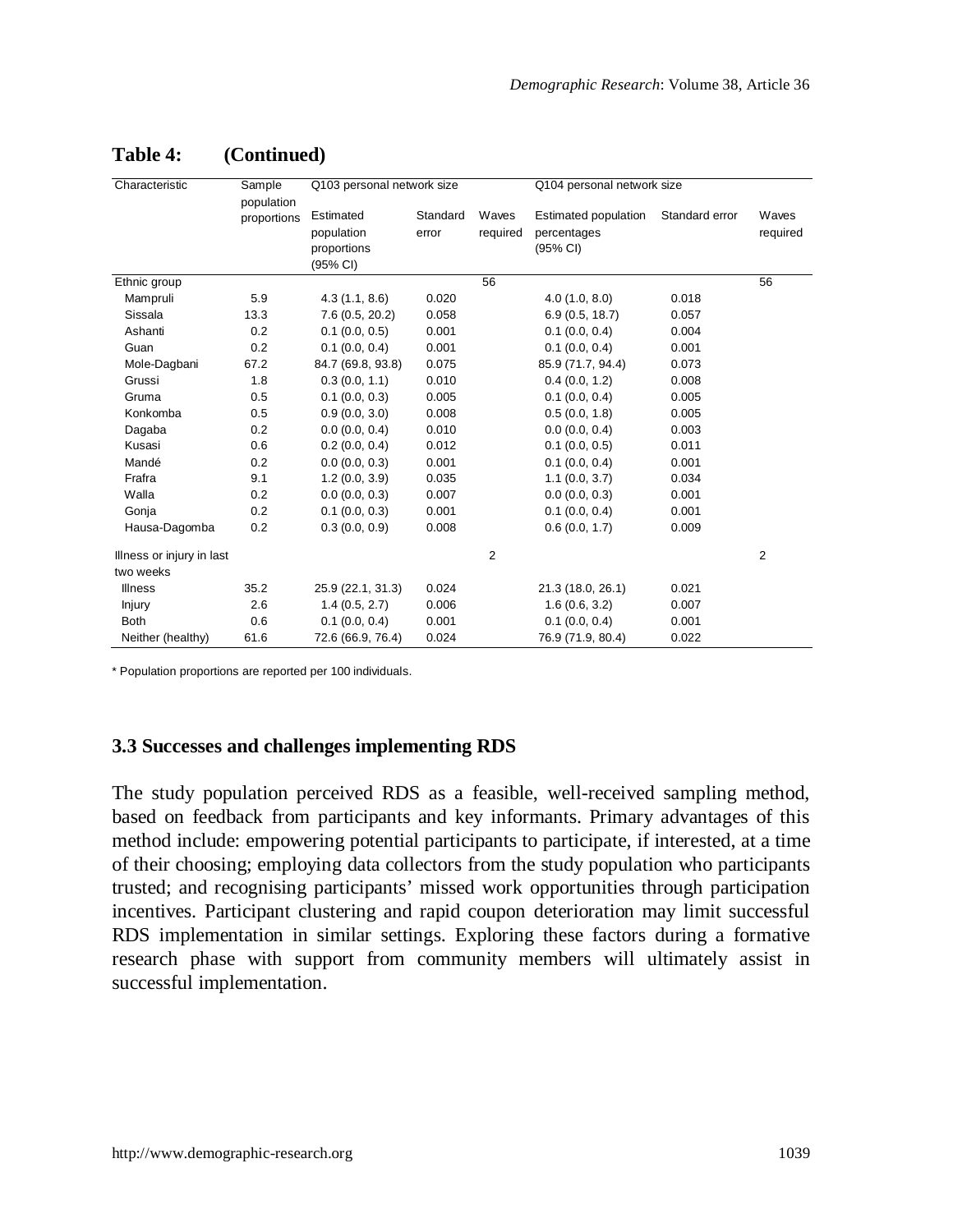**Table 4: (Continued)**

| Characteristic | Sample population proportions | Q103 personal network size | | | Q104 personal network size | | |
|---|---|---|---|---|---|---|---|
| | | Estimated population proportions (95% CI) | Standard error | Waves required | Estimated population percentages (95% CI) | Standard error | Waves required |
| Ethnic group | | | | 56 | | | 56 |
| Mampruli | 5.9 | 4.3 (1.1, 8.6) | 0.020 | | 4.0 (1.0, 8.0) | 0.018 | |
| Sissala | 13.3 | 7.6 (0.5, 20.2) | 0.058 | | 6.9 (0.5, 18.7) | 0.057 | |
| Ashanti | 0.2 | 0.1 (0.0, 0.5) | 0.001 | | 0.1 (0.0, 0.4) | 0.004 | |
| Guan | 0.2 | 0.1 (0.0, 0.4) | 0.001 | | 0.1 (0.0, 0.4) | 0.001 | |
| Mole-Dagbani | 67.2 | 84.7 (69.8, 93.8) | 0.075 | | 85.9 (71.7, 94.4) | 0.073 | |
| Grussi | 1.8 | 0.3 (0.0, 1.1) | 0.010 | | 0.4 (0.0, 1.2) | 0.008 | |
| Gruma | 0.5 | 0.1 (0.0, 0.3) | 0.005 | | 0.1 (0.0, 0.4) | 0.005 | |
| Konkomba | 0.5 | 0.9 (0.0, 3.0) | 0.008 | | 0.5 (0.0, 1.8) | 0.005 | |
| Dagaba | 0.2 | 0.0 (0.0, 0.4) | 0.010 | | 0.0 (0.0, 0.4) | 0.003 | |
| Kusasi | 0.6 | 0.2 (0.0, 0.4) | 0.012 | | 0.1 (0.0, 0.5) | 0.011 | |
| Mandé | 0.2 | 0.0 (0.0, 0.3) | 0.001 | | 0.1 (0.0, 0.4) | 0.001 | |
| Frafra | 9.1 | 1.2 (0.0, 3.9) | 0.035 | | 1.1 (0.0, 3.7) | 0.034 | |
| Walla | 0.2 | 0.0 (0.0, 0.3) | 0.007 | | 0.0 (0.0, 0.3) | 0.001 | |
| Gonja | 0.2 | 0.1 (0.0, 0.3) | 0.001 | | 0.1 (0.0, 0.4) | 0.001 | |
| Hausa-Dagomba | 0.2 | 0.3 (0.0, 0.9) | 0.008 | | 0.6 (0.0, 1.7) | 0.009 | |
| Illness or injury in last two weeks | | | | 2 | | | 2 |
| Illness | 35.2 | 25.9 (22.1, 31.3) | 0.024 | | 21.3 (18.0, 26.1) | 0.021 | |
| Injury | 2.6 | 1.4 (0.5, 2.7) | 0.006 | | 1.6 (0.6, 3.2) | 0.007 | |
| Both | 0.6 | 0.1 (0.0, 0.4) | 0.001 | | 0.1 (0.0, 0.4) | 0.001 | |
| Neither (healthy) | 61.6 | 72.6 (66.9, 76.4) | 0.024 | | 76.9 (71.9, 80.4) | 0.022 | |

* Population proportions are reported per 100 individuals.

### 3.3 Successes and challenges implementing RDS

The study population perceived RDS as a feasible, well-received sampling method, based on feedback from participants and key informants. Primary advantages of this method include: empowering potential participants to participate, if interested, at a time of their choosing; employing data collectors from the study population who participants trusted; and recognising participants' missed work opportunities through participation incentives. Participant clustering and rapid coupon deterioration may limit successful RDS implementation in similar settings. Exploring these factors during a formative research phase with support from community members will ultimately assist in successful implementation.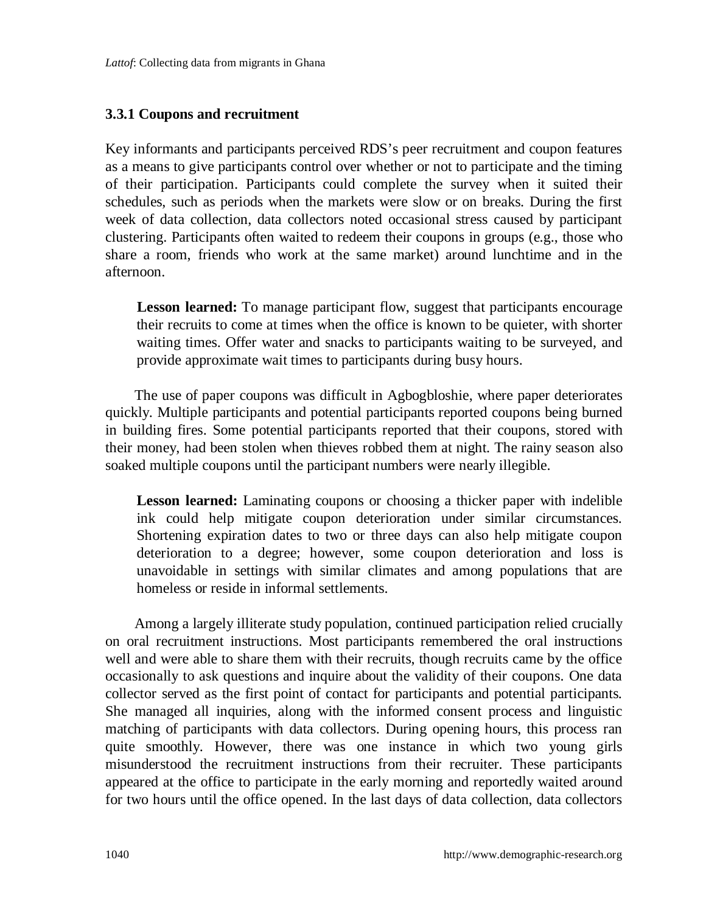### 3.3.1 Coupons and recruitment

Key informants and participants perceived RDS's peer recruitment and coupon features as a means to give participants control over whether or not to participate and the timing of their participation. Participants could complete the survey when it suited their schedules, such as periods when the markets were slow or on breaks. During the first week of data collection, data collectors noted occasional stress caused by participant clustering. Participants often waited to redeem their coupons in groups (e.g., those who share a room, friends who work at the same market) around lunchtime and in the afternoon.

> **Lesson learned:** To manage participant flow, suggest that participants encourage their recruits to come at times when the office is known to be quieter, with shorter waiting times. Offer water and snacks to participants waiting to be surveyed, and provide approximate wait times to participants during busy hours.

The use of paper coupons was difficult in Agbogbloshie, where paper deteriorates quickly. Multiple participants and potential participants reported coupons being burned in building fires. Some potential participants reported that their coupons, stored with their money, had been stolen when thieves robbed them at night. The rainy season also soaked multiple coupons until the participant numbers were nearly illegible.

> **Lesson learned:** Laminating coupons or choosing a thicker paper with indelible ink could help mitigate coupon deterioration under similar circumstances. Shortening expiration dates to two or three days can also help mitigate coupon deterioration to a degree; however, some coupon deterioration and loss is unavoidable in settings with similar climates and among populations that are homeless or reside in informal settlements.

Among a largely illiterate study population, continued participation relied crucially on oral recruitment instructions. Most participants remembered the oral instructions well and were able to share them with their recruits, though recruits came by the office occasionally to ask questions and inquire about the validity of their coupons. One data collector served as the first point of contact for participants and potential participants. She managed all inquiries, along with the informed consent process and linguistic matching of participants with data collectors. During opening hours, this process ran quite smoothly. However, there was one instance in which two young girls misunderstood the recruitment instructions from their recruiter. These participants appeared at the office to participate in the early morning and reportedly waited around for two hours until the office opened. In the last days of data collection, data collectors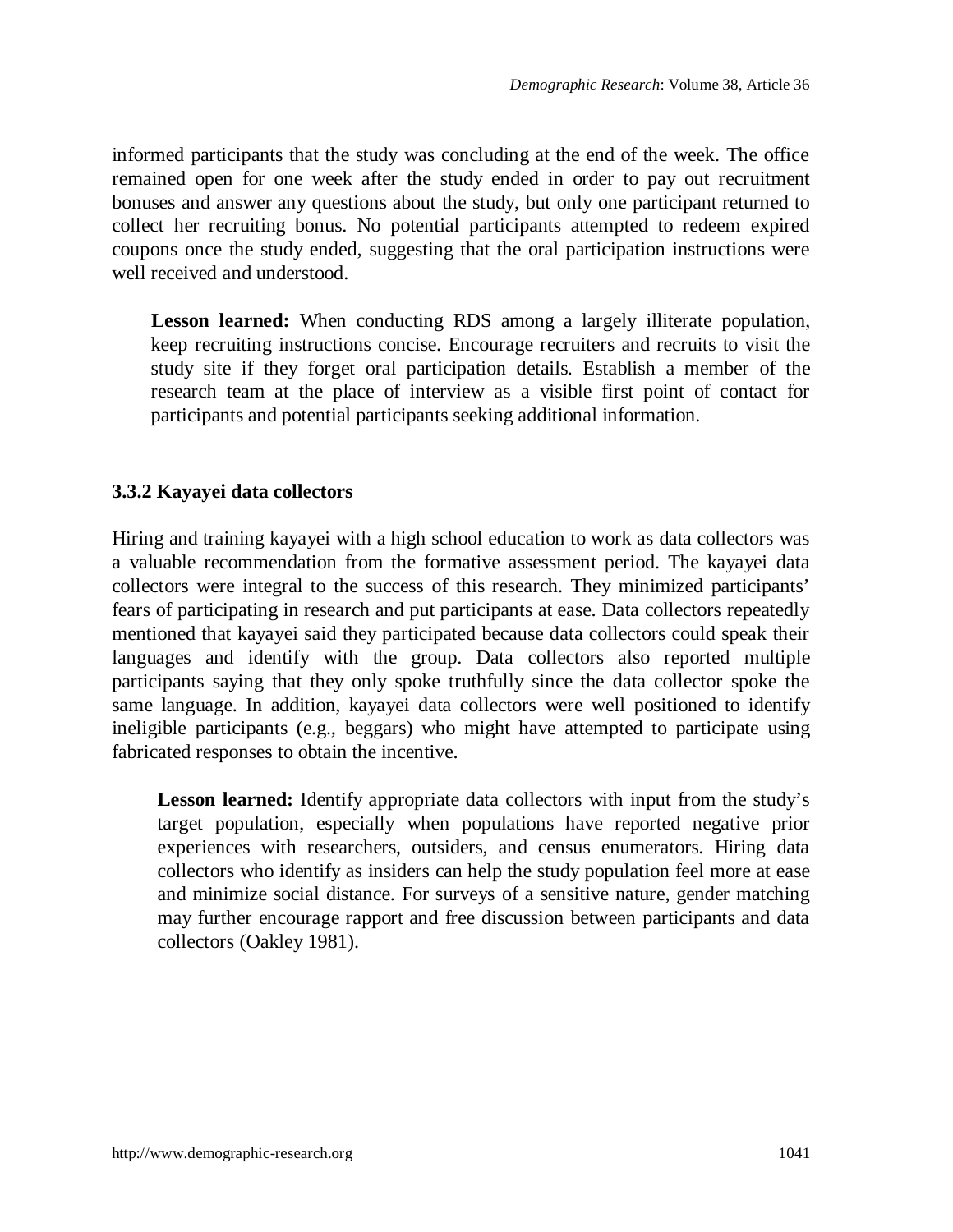informed participants that the study was concluding at the end of the week. The office remained open for one week after the study ended in order to pay out recruitment bonuses and answer any questions about the study, but only one participant returned to collect her recruiting bonus. No potential participants attempted to redeem expired coupons once the study ended, suggesting that the oral participation instructions were well received and understood.

> **Lesson learned:** When conducting RDS among a largely illiterate population, keep recruiting instructions concise. Encourage recruiters and recruits to visit the study site if they forget oral participation details. Establish a member of the research team at the place of interview as a visible first point of contact for participants and potential participants seeking additional information.

### 3.3.2 Kayayei data collectors

Hiring and training kayayei with a high school education to work as data collectors was a valuable recommendation from the formative assessment period. The kayayei data collectors were integral to the success of this research. They minimized participants' fears of participating in research and put participants at ease. Data collectors repeatedly mentioned that kayayei said they participated because data collectors could speak their languages and identify with the group. Data collectors also reported multiple participants saying that they only spoke truthfully since the data collector spoke the same language. In addition, kayayei data collectors were well positioned to identify ineligible participants (e.g., beggars) who might have attempted to participate using fabricated responses to obtain the incentive.

> **Lesson learned:** Identify appropriate data collectors with input from the study's target population, especially when populations have reported negative prior experiences with researchers, outsiders, and census enumerators. Hiring data collectors who identify as insiders can help the study population feel more at ease and minimize social distance. For surveys of a sensitive nature, gender matching may further encourage rapport and free discussion between participants and data collectors (Oakley 1981).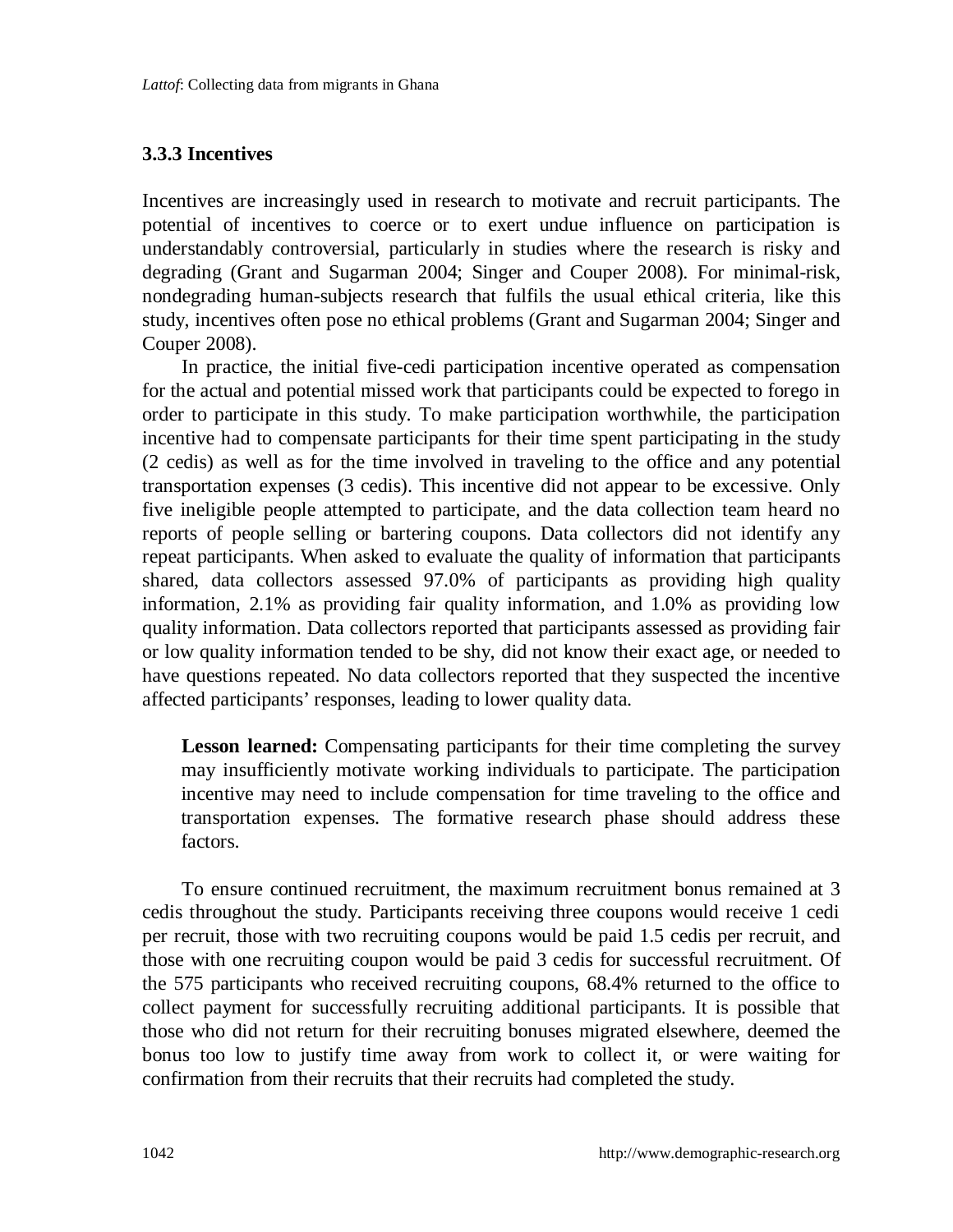### 3.3.3 Incentives

Incentives are increasingly used in research to motivate and recruit participants. The potential of incentives to coerce or to exert undue influence on participation is understandably controversial, particularly in studies where the research is risky and degrading (Grant and Sugarman 2004; Singer and Couper 2008). For minimal-risk, nondegrading human-subjects research that fulfils the usual ethical criteria, like this study, incentives often pose no ethical problems (Grant and Sugarman 2004; Singer and Couper 2008).

In practice, the initial five-cedi participation incentive operated as compensation for the actual and potential missed work that participants could be expected to forego in order to participate in this study. To make participation worthwhile, the participation incentive had to compensate participants for their time spent participating in the study (2 cedis) as well as for the time involved in traveling to the office and any potential transportation expenses (3 cedis). This incentive did not appear to be excessive. Only five ineligible people attempted to participate, and the data collection team heard no reports of people selling or bartering coupons. Data collectors did not identify any repeat participants. When asked to evaluate the quality of information that participants shared, data collectors assessed 97.0% of participants as providing high quality information, 2.1% as providing fair quality information, and 1.0% as providing low quality information. Data collectors reported that participants assessed as providing fair or low quality information tended to be shy, did not know their exact age, or needed to have questions repeated. No data collectors reported that they suspected the incentive affected participants' responses, leading to lower quality data.

> **Lesson learned:** Compensating participants for their time completing the survey may insufficiently motivate working individuals to participate. The participation incentive may need to include compensation for time traveling to the office and transportation expenses. The formative research phase should address these factors.

To ensure continued recruitment, the maximum recruitment bonus remained at 3 cedis throughout the study. Participants receiving three coupons would receive 1 cedi per recruit, those with two recruiting coupons would be paid 1.5 cedis per recruit, and those with one recruiting coupon would be paid 3 cedis for successful recruitment. Of the 575 participants who received recruiting coupons, 68.4% returned to the office to collect payment for successfully recruiting additional participants. It is possible that those who did not return for their recruiting bonuses migrated elsewhere, deemed the bonus too low to justify time away from work to collect it, or were waiting for confirmation from their recruits that their recruits had completed the study.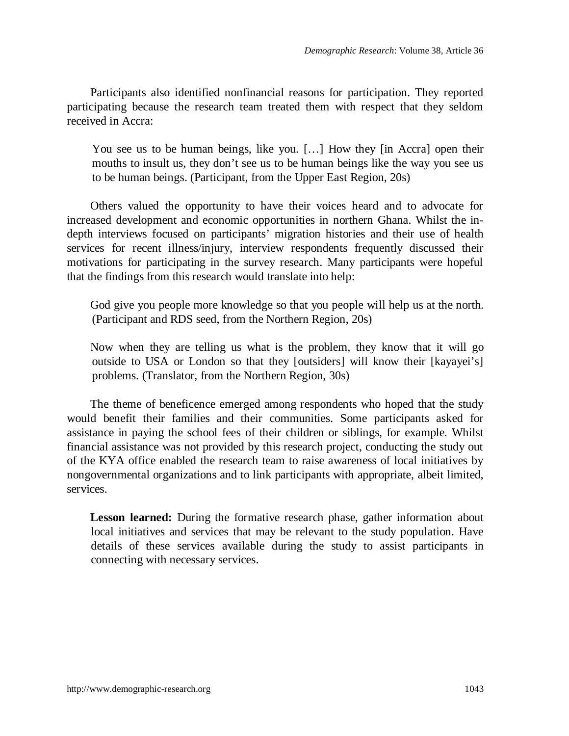Participants also identified nonfinancial reasons for participation. They reported participating because the research team treated them with respect that they seldom received in Accra:

> You see us to be human beings, like you. […] How they [in Accra] open their mouths to insult us, they don't see us to be human beings like the way you see us to be human beings. (Participant, from the Upper East Region, 20s)

Others valued the opportunity to have their voices heard and to advocate for increased development and economic opportunities in northern Ghana. Whilst the in-depth interviews focused on participants' migration histories and their use of health services for recent illness/injury, interview respondents frequently discussed their motivations for participating in the survey research. Many participants were hopeful that the findings from this research would translate into help:

> God give you people more knowledge so that you people will help us at the north. (Participant and RDS seed, from the Northern Region, 20s)

> Now when they are telling us what is the problem, they know that it will go outside to USA or London so that they [outsiders] will know their [kayayei's] problems. (Translator, from the Northern Region, 30s)

The theme of beneficence emerged among respondents who hoped that the study would benefit their families and their communities. Some participants asked for assistance in paying the school fees of their children or siblings, for example. Whilst financial assistance was not provided by this research project, conducting the study out of the KYA office enabled the research team to raise awareness of local initiatives by nongovernmental organizations and to link participants with appropriate, albeit limited, services.

> **Lesson learned:** During the formative research phase, gather information about local initiatives and services that may be relevant to the study population. Have details of these services available during the study to assist participants in connecting with necessary services.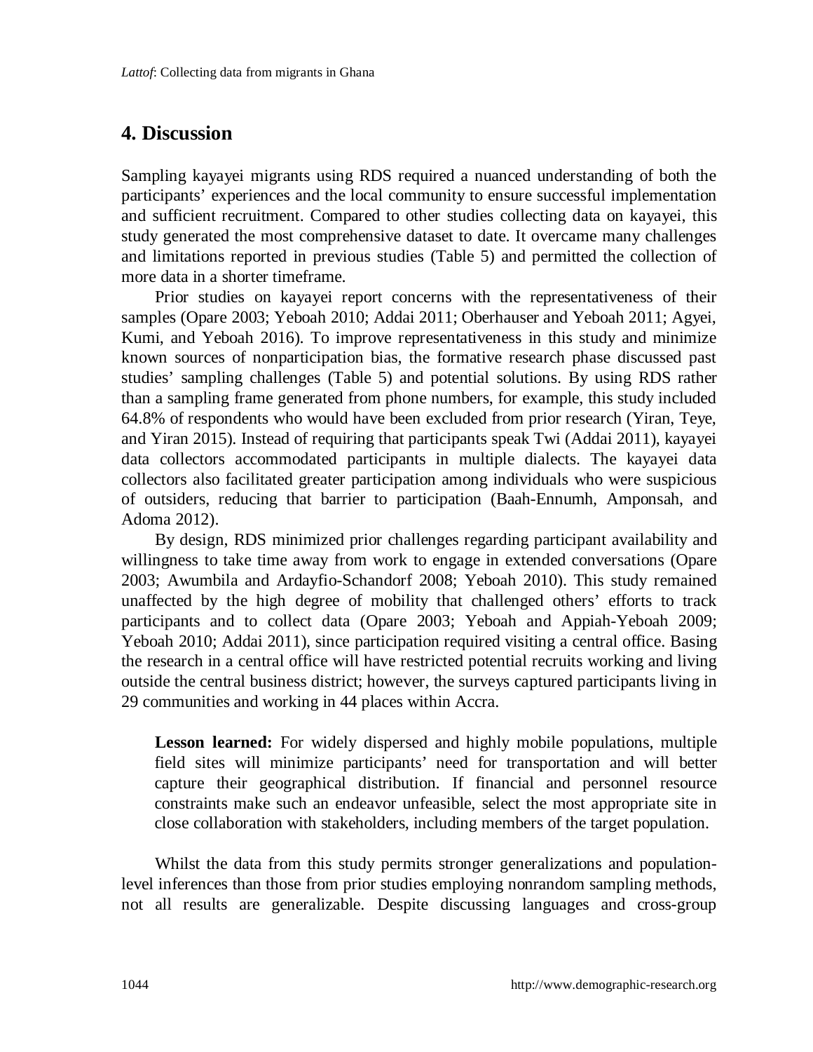## 4. Discussion

Sampling kayayei migrants using RDS required a nuanced understanding of both the participants' experiences and the local community to ensure successful implementation and sufficient recruitment. Compared to other studies collecting data on kayayei, this study generated the most comprehensive dataset to date. It overcame many challenges and limitations reported in previous studies (Table 5) and permitted the collection of more data in a shorter timeframe.

Prior studies on kayayei report concerns with the representativeness of their samples (Opare 2003; Yeboah 2010; Addai 2011; Oberhauser and Yeboah 2011; Agyei, Kumi, and Yeboah 2016). To improve representativeness in this study and minimize known sources of nonparticipation bias, the formative research phase discussed past studies' sampling challenges (Table 5) and potential solutions. By using RDS rather than a sampling frame generated from phone numbers, for example, this study included 64.8% of respondents who would have been excluded from prior research (Yiran, Teye, and Yiran 2015). Instead of requiring that participants speak Twi (Addai 2011), kayayei data collectors accommodated participants in multiple dialects. The kayayei data collectors also facilitated greater participation among individuals who were suspicious of outsiders, reducing that barrier to participation (Baah-Ennumh, Amponsah, and Adoma 2012).

By design, RDS minimized prior challenges regarding participant availability and willingness to take time away from work to engage in extended conversations (Opare 2003; Awumbila and Ardayfio-Schandorf 2008; Yeboah 2010). This study remained unaffected by the high degree of mobility that challenged others' efforts to track participants and to collect data (Opare 2003; Yeboah and Appiah-Yeboah 2009; Yeboah 2010; Addai 2011), since participation required visiting a central office. Basing the research in a central office will have restricted potential recruits working and living outside the central business district; however, the surveys captured participants living in 29 communities and working in 44 places within Accra.

> **Lesson learned:** For widely dispersed and highly mobile populations, multiple field sites will minimize participants' need for transportation and will better capture their geographical distribution. If financial and personnel resource constraints make such an endeavor unfeasible, select the most appropriate site in close collaboration with stakeholders, including members of the target population.

Whilst the data from this study permits stronger generalizations and population-level inferences than those from prior studies employing nonrandom sampling methods, not all results are generalizable. Despite discussing languages and cross-group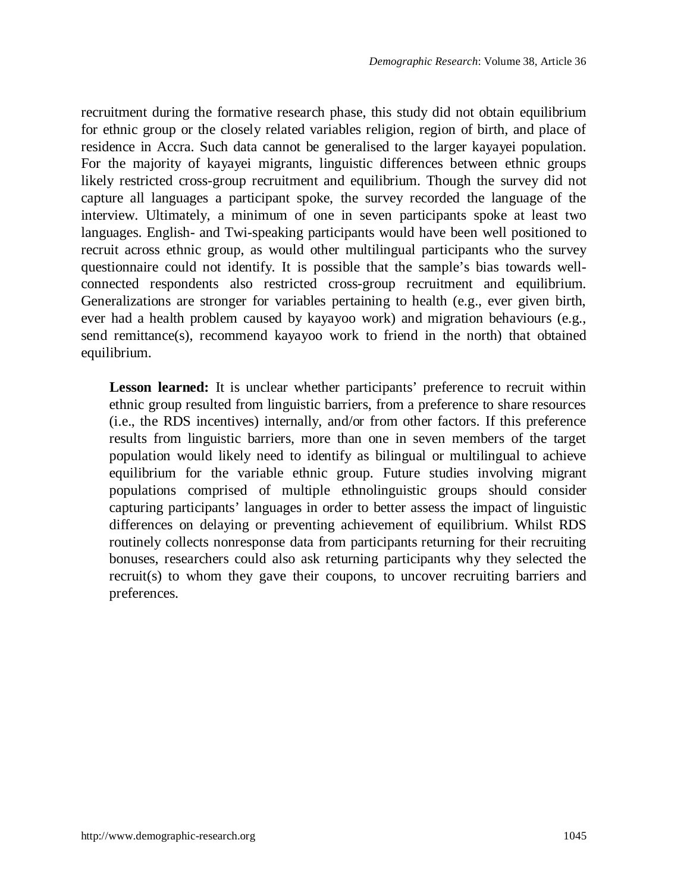recruitment during the formative research phase, this study did not obtain equilibrium for ethnic group or the closely related variables religion, region of birth, and place of residence in Accra. Such data cannot be generalised to the larger kayayei population. For the majority of kayayei migrants, linguistic differences between ethnic groups likely restricted cross-group recruitment and equilibrium. Though the survey did not capture all languages a participant spoke, the survey recorded the language of the interview. Ultimately, a minimum of one in seven participants spoke at least two languages. English- and Twi-speaking participants would have been well positioned to recruit across ethnic group, as would other multilingual participants who the survey questionnaire could not identify. It is possible that the sample's bias towards well-connected respondents also restricted cross-group recruitment and equilibrium. Generalizations are stronger for variables pertaining to health (e.g., ever given birth, ever had a health problem caused by kayayoo work) and migration behaviours (e.g., send remittance(s), recommend kayayoo work to friend in the north) that obtained equilibrium.

> **Lesson learned:** It is unclear whether participants' preference to recruit within ethnic group resulted from linguistic barriers, from a preference to share resources (i.e., the RDS incentives) internally, and/or from other factors. If this preference results from linguistic barriers, more than one in seven members of the target population would likely need to identify as bilingual or multilingual to achieve equilibrium for the variable ethnic group. Future studies involving migrant populations comprised of multiple ethnolinguistic groups should consider capturing participants' languages in order to better assess the impact of linguistic differences on delaying or preventing achievement of equilibrium. Whilst RDS routinely collects nonresponse data from participants returning for their recruiting bonuses, researchers could also ask returning participants why they selected the recruit(s) to whom they gave their coupons, to uncover recruiting barriers and preferences.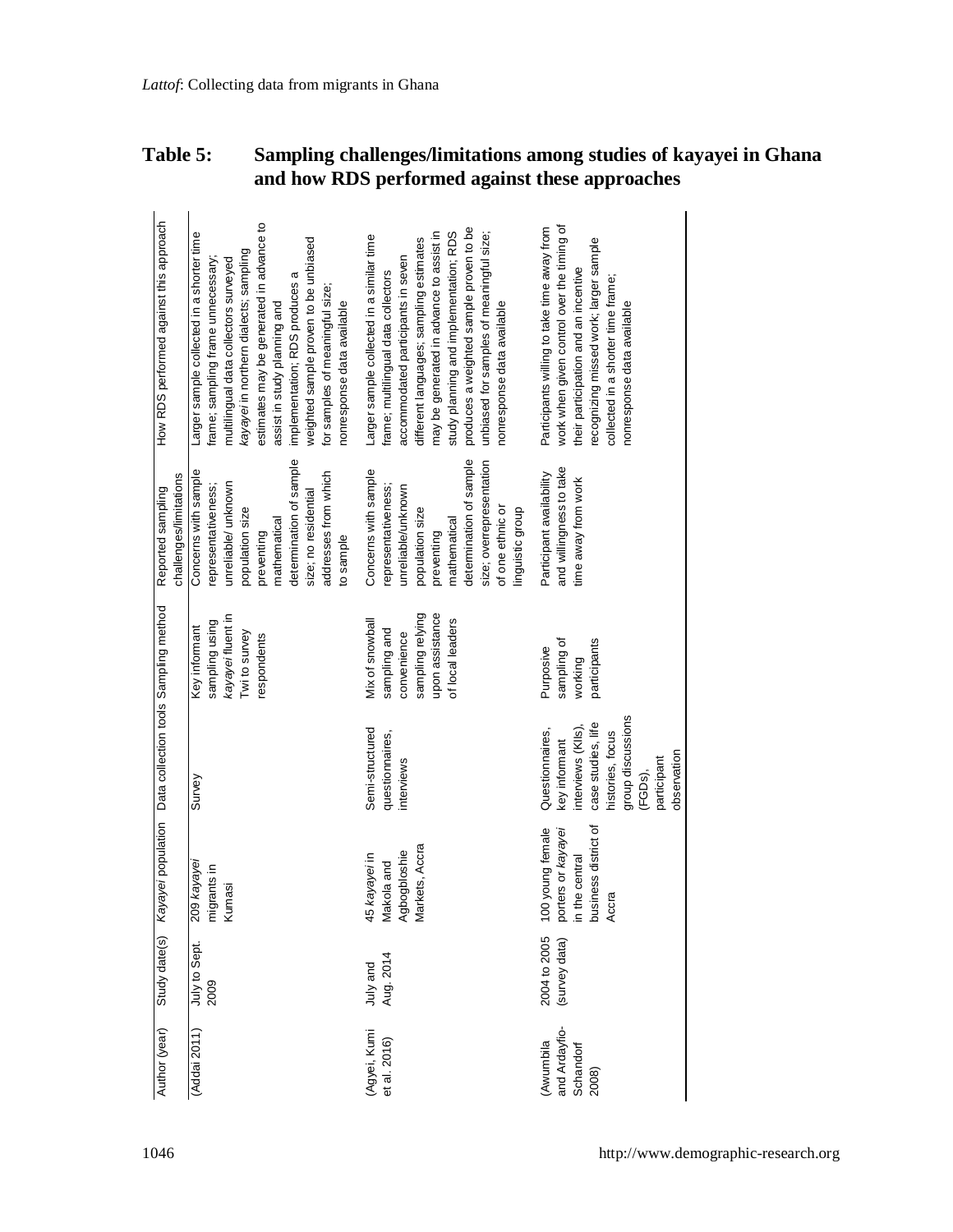**Table 5: Sampling challenges/limitations among studies of kayayei in Ghana and how RDS performed against these approaches**

| Author (year) | Study date(s) | *Kayayei* population | Data collection tools | Sampling method | Reported sampling challenges/limitations | How RDS performed against this approach |
|---|---|---|---|---|---|---|
| (Addai 2011) | July to Sept. 2009 | 209 *kayayei* migrants in Kumasi | Survey | Key informant sampling using *kayayei* fluent in Twi to survey respondents | Concerns with sample representativeness; unreliable/ unknown population size preventing mathematical determination of sample size; no residential addresses from which to sample | Larger sample collected in a shorter time frame; sampling frame unnecessary; multilingual data collectors surveyed *kayayei* in northern dialects; sampling estimates may be generated in advance to assist in study planning and implementation; RDS produces a weighted sample proven to be unbiased for samples of meaningful size; nonresponse data available |
| (Agyei, Kumi et al. 2016) | July and Aug. 2014 | 45 *kayayei* in Makola and Agbogbloshie Markets, Accra | Semi-structured questionnaires, interviews | Mix of snowball sampling and convenience sampling relying upon assistance of local leaders | Concerns with sample representativeness; unreliable/unknown population size preventing mathematical determination of sample size; overrepresentation of one ethnic or linguistic group | Larger sample collected in a similar time frame; multilingual data collectors accommodated participants in seven different languages; sampling estimates may be generated in advance to assist in study planning and implementation; RDS produces a weighted sample proven to be unbiased for samples of meaningful size; nonresponse data available |
| (Awumbila and Ardayfio-Schandorf 2008) | 2004 to 2005 (survey data) | 100 young female porters or *kayayei* in the central business district of Accra | Questionnaires, key informant interviews (KIIs), case studies, life histories, focus group discussions (FGDs), participant observation | Purposive sampling of working participants | Participant availability and willingness to take time away from work | Participants willing to take time away from work when given control over the timing of their participation and an incentive recognizing missed work; larger sample collected in a shorter time frame; nonresponse data available |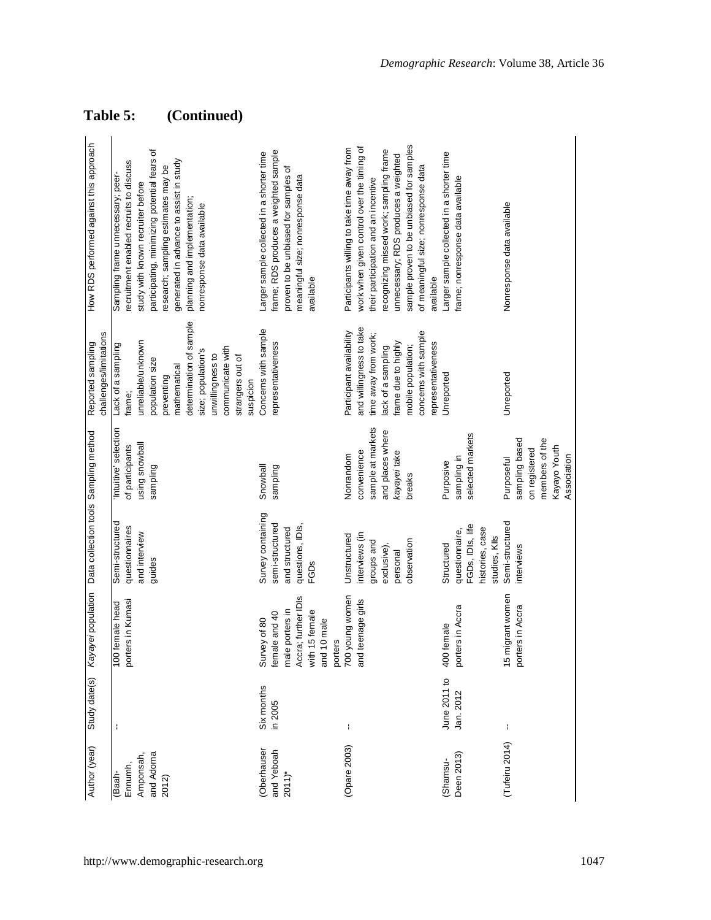**Table 5: (Continued)**

| Author (year) | Study date(s) | *Kayayei* population | Data collection tools | Sampling method | Reported sampling challenges/limitations | How RDS performed against this approach |
|---|---|---|---|---|---|---|
| (Baah-Ennumh, Amponsah, and Adoma 2012) | -- | 100 female head porters in Kumasi | Semi-structured questionnaires and interview guides | 'Intuitive' selection of participants using snowball sampling | Lack of a sampling frame; unreliable/unknown population size preventing mathematical determination of sample size; population's unwillingness to communicate with strangers out of suspicion | Sampling frame unnecessary; peer-recruitment enabled recruits to discuss study with known recruiter before participating, minimizing potential fears of research; sampling estimates may be generated in advance to assist in study planning and implementation; nonresponse data available |
| (Oberhauser and Yeboah 2011)* | Six months in 2005 | Survey of 80 female and 40 male porters in Accra; further IDIs with 15 female and 10 male porters | Survey containing semi-structured and structured questions, IDIs, FGDs | Snowball sampling | Concerns with sample representativeness | Larger sample collected in a shorter time frame; RDS produces a weighted sample proven to be unbiased for samples of meaningful size; nonresponse data available |
| (Opare 2003) | -- | 700 young women and teenage girls | Unstructured interviews (in groups and exclusive), personal observation | Nonrandom convenience sample at markets and places where *kayayei* take breaks | Participant availability and willingness to take time away from work; lack of a sampling frame due to highly mobile population; concerns with sample representativeness | Participants willing to take time away from work when given control over the timing of their participation and an incentive recognizing missed work; sampling frame unnecessary; RDS produces a weighted sample proven to be unbiased for samples of meaningful size; nonresponse data available |
| (Shamsu-Deen 2013) | June 2011 to Jan. 2012 | 400 female porters in Accra | Structured questionnaire, FGDs, IDIs, life histories, case studies, KIIs | Purposive sampling in selected markets | Unreported | Larger sample collected in a shorter time frame; nonresponse data available |
| (Tufeiru 2014) | -- | 15 migrant women porters in Accra | Semi-structured interviews | Purposeful sampling based on registered members of the Kayayo Youth Association | Unreported | Nonresponse data available |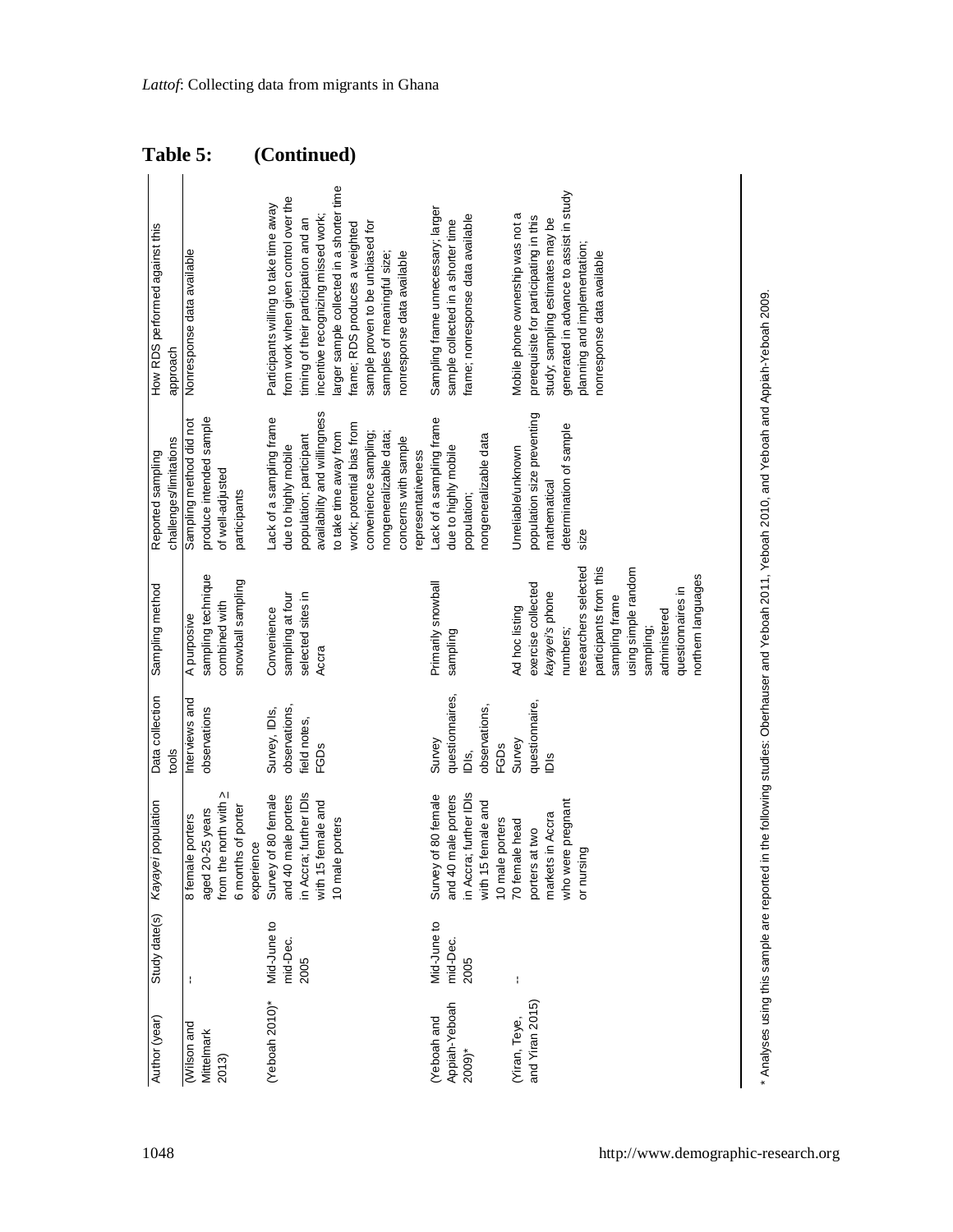**Table 5: (Continued)**

| Author (year) | Study date(s) | *Kayayei* population | Data collection tools | Sampling method | Reported sampling challenges/limitations | How RDS performed against this approach |
|---|---|---|---|---|---|---|
| (Wilson and Mittelmark 2013) | -- | 8 female porters aged 20-25 years from the north with ≥ 6 months of porter experience | Interviews and observations | A purposive sampling technique combined with snowball sampling | Sampling method did not produce intended sample of well-adjusted participants | Nonresponse data available |
| (Yeboah 2010)* | Mid-June to mid-Dec. 2005 | Survey of 80 female and 40 male porters in Accra; further IDIs with 15 female and 10 male porters | Survey, IDIs, observations, field notes, FGDs | Convenience sampling at four selected sites in Accra | Lack of a sampling frame due to highly mobile population; participant availability and willingness to take time away from work; potential bias from convenience sampling; nongeneralizable data; concerns with sample representativeness | Participants willing to take time away from work when given control over the timing of their participation and an incentive recognizing missed work; larger sample collected in a shorter time frame; RDS produces a weighted sample proven to be unbiased for samples of meaningful size; nonresponse data available |
| (Yeboah and Appiah-Yeboah 2009)* | Mid-June to mid-Dec. 2005 | Survey of 80 female and 40 male porters in Accra; further IDIs with 15 female and 10 male porters | Survey questionnaires, IDIs, observations, FGDs | Primarily snowball sampling | Lack of a sampling frame due to highly mobile population; nongeneralizable data | Sampling frame unnecessary; larger sample collected in a shorter time frame; nonresponse data available |
| (Yiran, Teye, and Yiran 2015) | -- | 70 female head porters at two markets in Accra who were pregnant or nursing | Survey questionnaire, IDIs | Ad hoc listing exercise collected *kayayei*'s phone numbers; researchers selected participants from this sampling frame using simple random sampling; administered questionnaires in northern languages | Unreliable/unknown population size preventing mathematical determination of sample size | Mobile phone ownership was not a prerequisite for participating in this study; sampling estimates may be generated in advance to assist in study planning and implementation; nonresponse data available |

\* Analyses using this sample are reported in the following studies: Oberhauser and Yeboah 2011, Yeboah 2010, and Yeboah and Appiah-Yeboah 2009.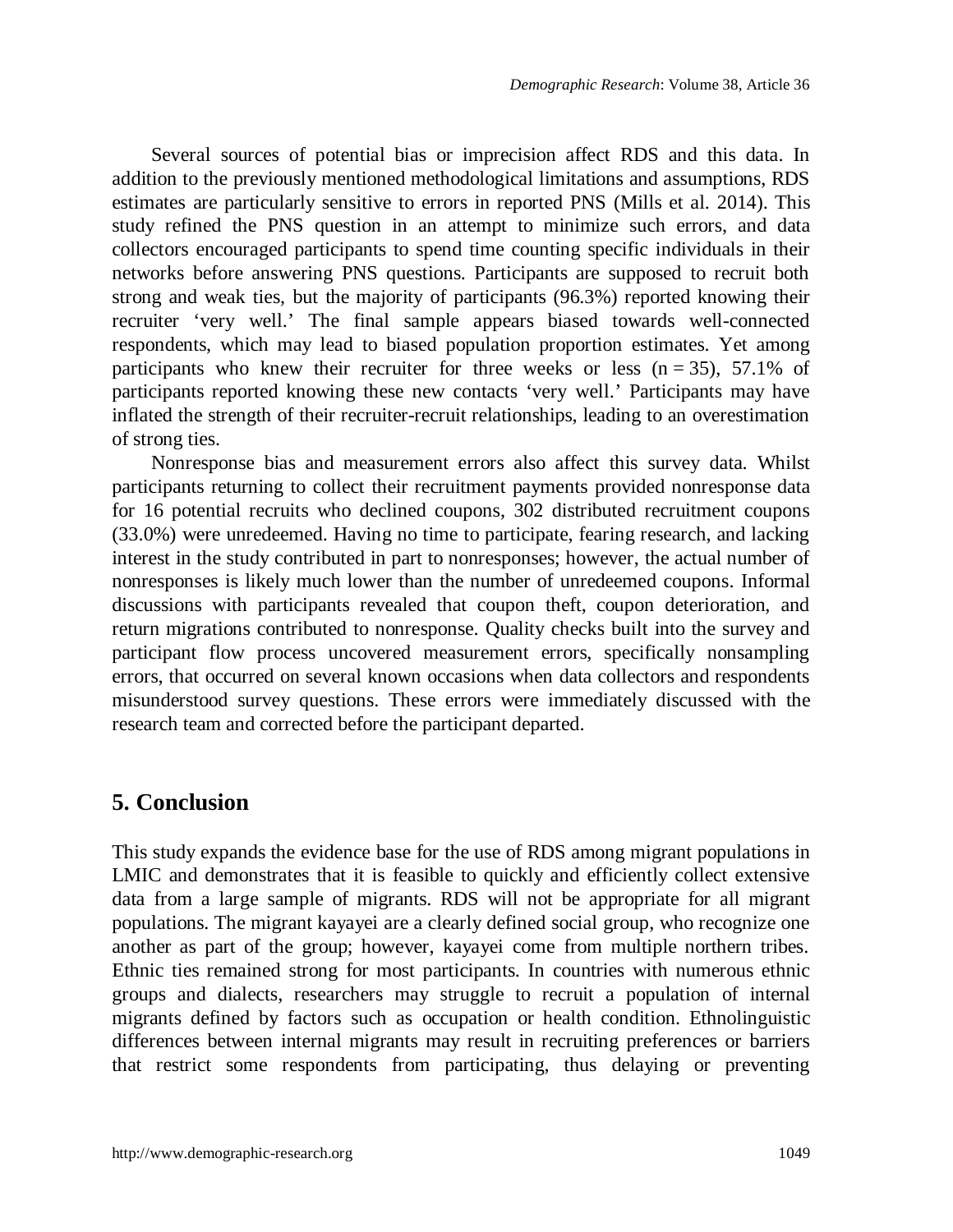Several sources of potential bias or imprecision affect RDS and this data. In addition to the previously mentioned methodological limitations and assumptions, RDS estimates are particularly sensitive to errors in reported PNS (Mills et al. 2014). This study refined the PNS question in an attempt to minimize such errors, and data collectors encouraged participants to spend time counting specific individuals in their networks before answering PNS questions. Participants are supposed to recruit both strong and weak ties, but the majority of participants (96.3%) reported knowing their recruiter 'very well.' The final sample appears biased towards well-connected respondents, which may lead to biased population proportion estimates. Yet among participants who knew their recruiter for three weeks or less (n = 35), 57.1% of participants reported knowing these new contacts 'very well.' Participants may have inflated the strength of their recruiter-recruit relationships, leading to an overestimation of strong ties.

Nonresponse bias and measurement errors also affect this survey data. Whilst participants returning to collect their recruitment payments provided nonresponse data for 16 potential recruits who declined coupons, 302 distributed recruitment coupons (33.0%) were unredeemed. Having no time to participate, fearing research, and lacking interest in the study contributed in part to nonresponses; however, the actual number of nonresponses is likely much lower than the number of unredeemed coupons. Informal discussions with participants revealed that coupon theft, coupon deterioration, and return migrations contributed to nonresponse. Quality checks built into the survey and participant flow process uncovered measurement errors, specifically nonsampling errors, that occurred on several known occasions when data collectors and respondents misunderstood survey questions. These errors were immediately discussed with the research team and corrected before the participant departed.

## 5. Conclusion

This study expands the evidence base for the use of RDS among migrant populations in LMIC and demonstrates that it is feasible to quickly and efficiently collect extensive data from a large sample of migrants. RDS will not be appropriate for all migrant populations. The migrant kayayei are a clearly defined social group, who recognize one another as part of the group; however, kayayei come from multiple northern tribes. Ethnic ties remained strong for most participants. In countries with numerous ethnic groups and dialects, researchers may struggle to recruit a population of internal migrants defined by factors such as occupation or health condition. Ethnolinguistic differences between internal migrants may result in recruiting preferences or barriers that restrict some respondents from participating, thus delaying or preventing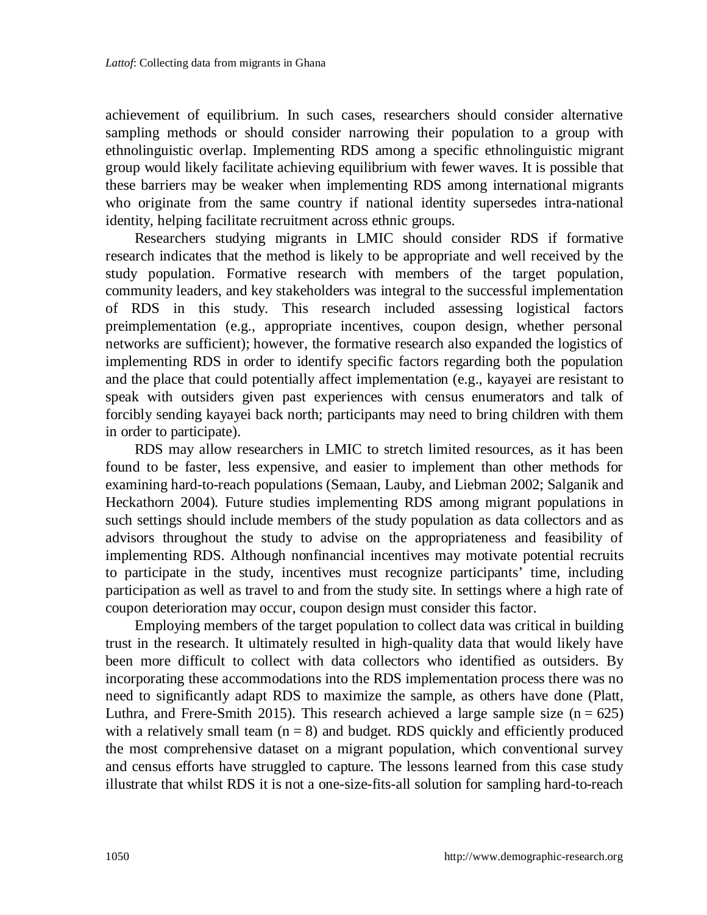achievement of equilibrium. In such cases, researchers should consider alternative sampling methods or should consider narrowing their population to a group with ethnolinguistic overlap. Implementing RDS among a specific ethnolinguistic migrant group would likely facilitate achieving equilibrium with fewer waves. It is possible that these barriers may be weaker when implementing RDS among international migrants who originate from the same country if national identity supersedes intra-national identity, helping facilitate recruitment across ethnic groups.

Researchers studying migrants in LMIC should consider RDS if formative research indicates that the method is likely to be appropriate and well received by the study population. Formative research with members of the target population, community leaders, and key stakeholders was integral to the successful implementation of RDS in this study. This research included assessing logistical factors preimplementation (e.g., appropriate incentives, coupon design, whether personal networks are sufficient); however, the formative research also expanded the logistics of implementing RDS in order to identify specific factors regarding both the population and the place that could potentially affect implementation (e.g., kayayei are resistant to speak with outsiders given past experiences with census enumerators and talk of forcibly sending kayayei back north; participants may need to bring children with them in order to participate).

RDS may allow researchers in LMIC to stretch limited resources, as it has been found to be faster, less expensive, and easier to implement than other methods for examining hard-to-reach populations (Semaan, Lauby, and Liebman 2002; Salganik and Heckathorn 2004). Future studies implementing RDS among migrant populations in such settings should include members of the study population as data collectors and as advisors throughout the study to advise on the appropriateness and feasibility of implementing RDS. Although nonfinancial incentives may motivate potential recruits to participate in the study, incentives must recognize participants' time, including participation as well as travel to and from the study site. In settings where a high rate of coupon deterioration may occur, coupon design must consider this factor.

Employing members of the target population to collect data was critical in building trust in the research. It ultimately resulted in high-quality data that would likely have been more difficult to collect with data collectors who identified as outsiders. By incorporating these accommodations into the RDS implementation process there was no need to significantly adapt RDS to maximize the sample, as others have done (Platt, Luthra, and Frere-Smith 2015). This research achieved a large sample size ($n = 625$) with a relatively small team ($n = 8$) and budget. RDS quickly and efficiently produced the most comprehensive dataset on a migrant population, which conventional survey and census efforts have struggled to capture. The lessons learned from this case study illustrate that whilst RDS it is not a one-size-fits-all solution for sampling hard-to-reach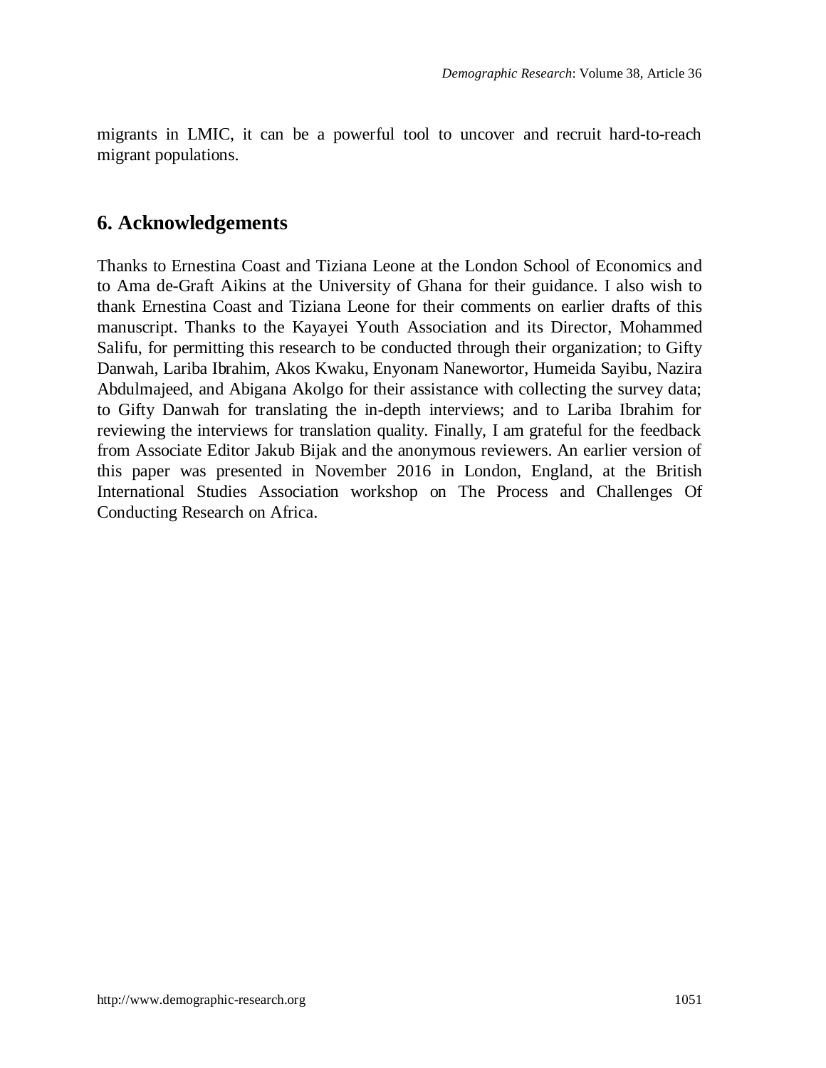migrants in LMIC, it can be a powerful tool to uncover and recruit hard-to-reach migrant populations.

## 6. Acknowledgements

Thanks to Ernestina Coast and Tiziana Leone at the London School of Economics and to Ama de-Graft Aikins at the University of Ghana for their guidance. I also wish to thank Ernestina Coast and Tiziana Leone for their comments on earlier drafts of this manuscript. Thanks to the Kayayei Youth Association and its Director, Mohammed Salifu, for permitting this research to be conducted through their organization; to Gifty Danwah, Lariba Ibrahim, Akos Kwaku, Enyonam Nanewortor, Humeida Sayibu, Nazira Abdulmajeed, and Abigana Akolgo for their assistance with collecting the survey data; to Gifty Danwah for translating the in-depth interviews; and to Lariba Ibrahim for reviewing the interviews for translation quality. Finally, I am grateful for the feedback from Associate Editor Jakub Bijak and the anonymous reviewers. An earlier version of this paper was presented in November 2016 in London, England, at the British International Studies Association workshop on The Process and Challenges Of Conducting Research on Africa.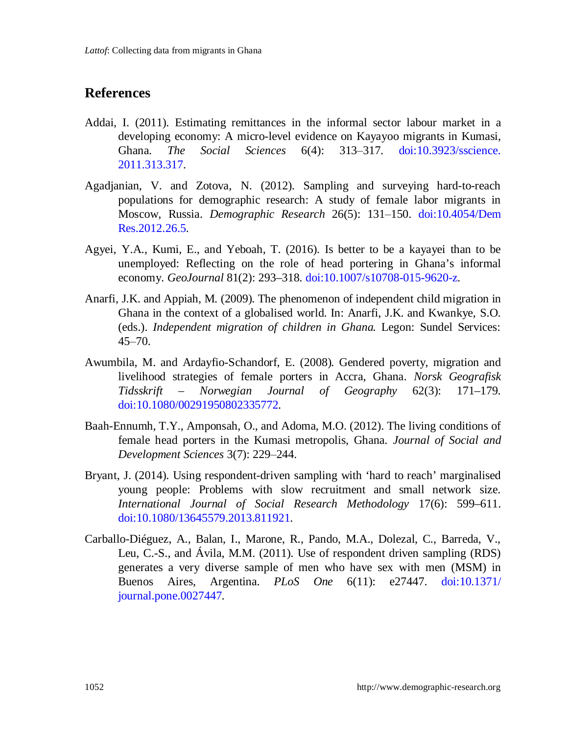## References

Addai, I. (2011). Estimating remittances in the informal sector labour market in a developing economy: A micro-level evidence on Kayayoo migrants in Kumasi, Ghana. *The Social Sciences* 6(4): 313–317. doi:10.3923/sscience.2011.313.317.

Agadjanian, V. and Zotova, N. (2012). Sampling and surveying hard-to-reach populations for demographic research: A study of female labor migrants in Moscow, Russia. *Demographic Research* 26(5): 131–150. doi:10.4054/DemRes.2012.26.5.

Agyei, Y.A., Kumi, E., and Yeboah, T. (2016). Is better to be a kayayei than to be unemployed: Reflecting on the role of head portering in Ghana's informal economy. *GeoJournal* 81(2): 293–318. doi:10.1007/s10708-015-9620-z.

Anarfi, J.K. and Appiah, M. (2009). The phenomenon of independent child migration in Ghana in the context of a globalised world. In: Anarfi, J.K. and Kwankye, S.O. (eds.). *Independent migration of children in Ghana*. Legon: Sundel Services: 45–70.

Awumbila, M. and Ardayfio-Schandorf, E. (2008). Gendered poverty, migration and livelihood strategies of female porters in Accra, Ghana. *Norsk Geografisk Tidsskrift – Norwegian Journal of Geography* 62(3): 171–179. doi:10.1080/00291950802335772.

Baah-Ennumh, T.Y., Amponsah, O., and Adoma, M.O. (2012). The living conditions of female head porters in the Kumasi metropolis, Ghana. *Journal of Social and Development Sciences* 3(7): 229–244.

Bryant, J. (2014). Using respondent-driven sampling with 'hard to reach' marginalised young people: Problems with slow recruitment and small network size. *International Journal of Social Research Methodology* 17(6): 599–611. doi:10.1080/13645579.2013.811921.

Carballo-Diéguez, A., Balan, I., Marone, R., Pando, M.A., Dolezal, C., Barreda, V., Leu, C.-S., and Ávila, M.M. (2011). Use of respondent driven sampling (RDS) generates a very diverse sample of men who have sex with men (MSM) in Buenos Aires, Argentina. *PLoS One* 6(11): e27447. doi:10.1371/journal.pone.0027447.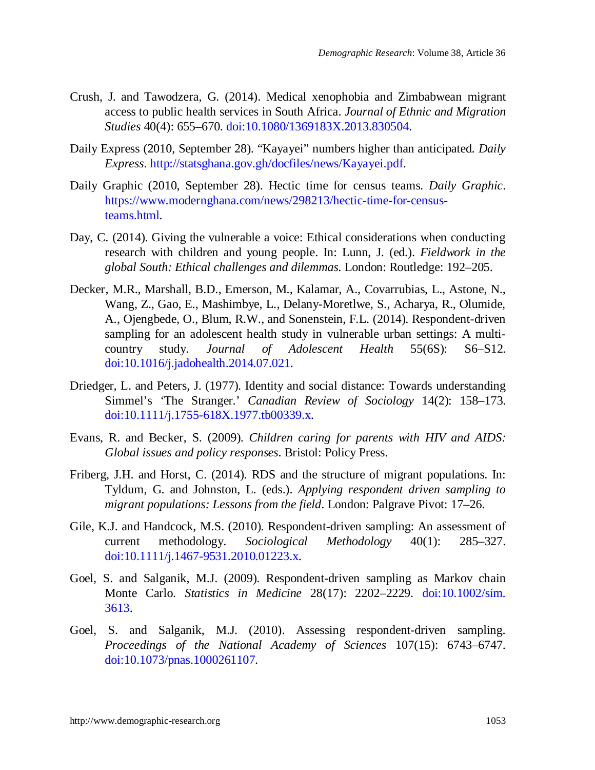Crush, J. and Tawodzera, G. (2014). Medical xenophobia and Zimbabwean migrant access to public health services in South Africa. *Journal of Ethnic and Migration Studies* 40(4): 655–670. doi:10.1080/1369183X.2013.830504.

Daily Express (2010, September 28). “Kayayei” numbers higher than anticipated. *Daily Express*. http://statsghana.gov.gh/docfiles/news/Kayayei.pdf.

Daily Graphic (2010, September 28). Hectic time for census teams. *Daily Graphic*. https://www.modernghana.com/news/298213/hectic-time-for-census-teams.html.

Day, C. (2014). Giving the vulnerable a voice: Ethical considerations when conducting research with children and young people. In: Lunn, J. (ed.). *Fieldwork in the global South: Ethical challenges and dilemmas.* London: Routledge: 192–205.

Decker, M.R., Marshall, B.D., Emerson, M., Kalamar, A., Covarrubias, L., Astone, N., Wang, Z., Gao, E., Mashimbye, L., Delany-Moretlwe, S., Acharya, R., Olumide, A., Ojengbede, O., Blum, R.W., and Sonenstein, F.L. (2014). Respondent-driven sampling for an adolescent health study in vulnerable urban settings: A multi-country study. *Journal of Adolescent Health* 55(6S): S6–S12. doi:10.1016/j.jadohealth.2014.07.021.

Driedger, L. and Peters, J. (1977). Identity and social distance: Towards understanding Simmel’s ‘The Stranger.’ *Canadian Review of Sociology* 14(2): 158–173. doi:10.1111/j.1755-618X.1977.tb00339.x.

Evans, R. and Becker, S. (2009). *Children caring for parents with HIV and AIDS: Global issues and policy responses*. Bristol: Policy Press.

Friberg, J.H. and Horst, C. (2014). RDS and the structure of migrant populations. In: Tyldum, G. and Johnston, L. (eds.). *Applying respondent driven sampling to migrant populations: Lessons from the field*. London: Palgrave Pivot: 17–26.

Gile, K.J. and Handcock, M.S. (2010). Respondent-driven sampling: An assessment of current methodology. *Sociological Methodology* 40(1): 285–327. doi:10.1111/j.1467-9531.2010.01223.x.

Goel, S. and Salganik, M.J. (2009). Respondent-driven sampling as Markov chain Monte Carlo. *Statistics in Medicine* 28(17): 2202–2229. doi:10.1002/sim.3613.

Goel, S. and Salganik, M.J. (2010). Assessing respondent-driven sampling. *Proceedings of the National Academy of Sciences* 107(15): 6743–6747. doi:10.1073/pnas.1000261107.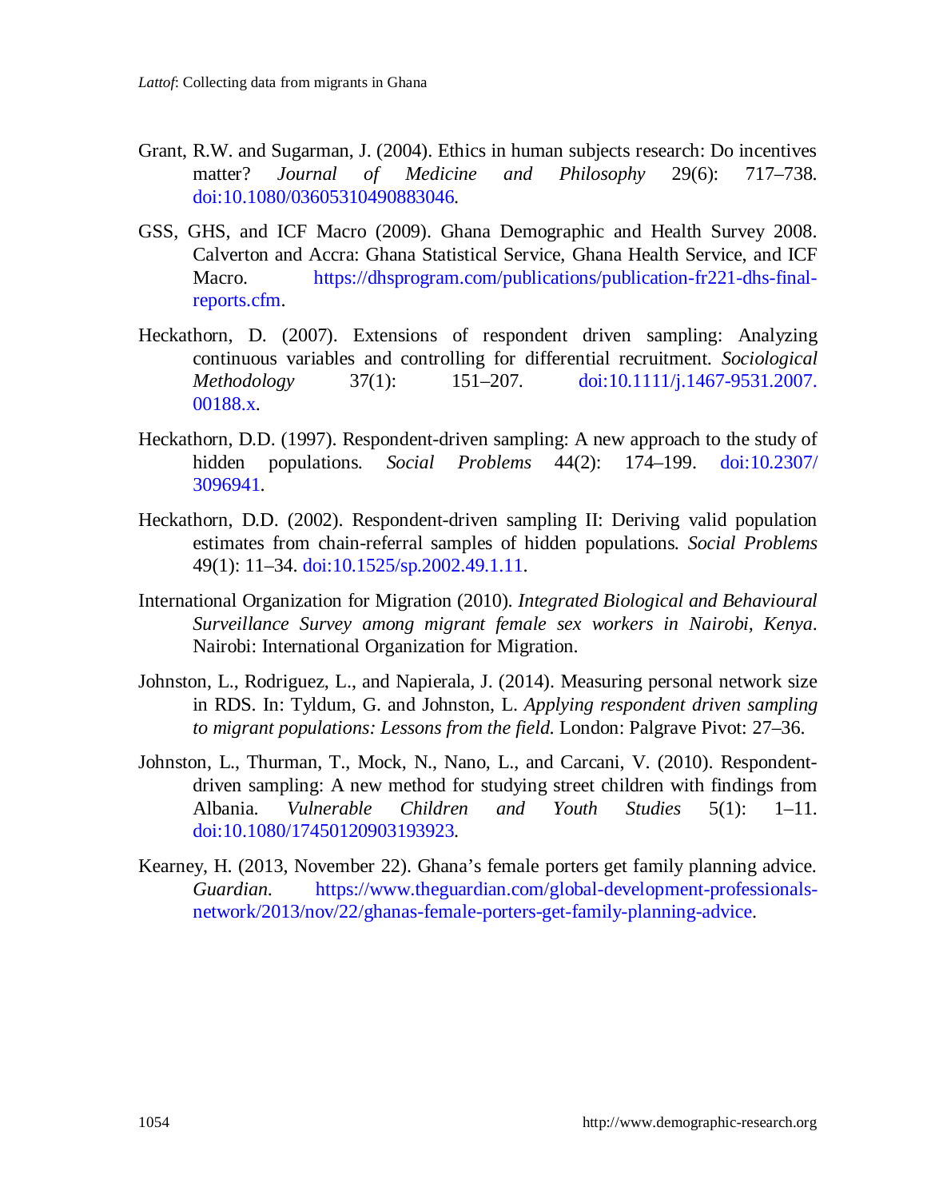Grant, R.W. and Sugarman, J. (2004). Ethics in human subjects research: Do incentives matter? *Journal of Medicine and Philosophy* 29(6): 717–738. doi:10.1080/03605310490883046.

GSS, GHS, and ICF Macro (2009). Ghana Demographic and Health Survey 2008. Calverton and Accra: Ghana Statistical Service, Ghana Health Service, and ICF Macro. https://dhsprogram.com/publications/publication-fr221-dhs-final-reports.cfm.

Heckathorn, D. (2007). Extensions of respondent driven sampling: Analyzing continuous variables and controlling for differential recruitment. *Sociological Methodology* 37(1): 151–207. doi:10.1111/j.1467-9531.2007.00188.x.

Heckathorn, D.D. (1997). Respondent-driven sampling: A new approach to the study of hidden populations. *Social Problems* 44(2): 174–199. doi:10.2307/3096941.

Heckathorn, D.D. (2002). Respondent-driven sampling II: Deriving valid population estimates from chain-referral samples of hidden populations. *Social Problems* 49(1): 11–34. doi:10.1525/sp.2002.49.1.11.

International Organization for Migration (2010). *Integrated Biological and Behavioural Surveillance Survey among migrant female sex workers in Nairobi, Kenya*. Nairobi: International Organization for Migration.

Johnston, L., Rodriguez, L., and Napierala, J. (2014). Measuring personal network size in RDS. In: Tyldum, G. and Johnston, L. *Applying respondent driven sampling to migrant populations: Lessons from the field*. London: Palgrave Pivot: 27–36.

Johnston, L., Thurman, T., Mock, N., Nano, L., and Carcani, V. (2010). Respondent-driven sampling: A new method for studying street children with findings from Albania. *Vulnerable Children and Youth Studies* 5(1): 1–11. doi:10.1080/17450120903193923.

Kearney, H. (2013, November 22). Ghana's female porters get family planning advice. *Guardian*. https://www.theguardian.com/global-development-professionals-network/2013/nov/22/ghanas-female-porters-get-family-planning-advice.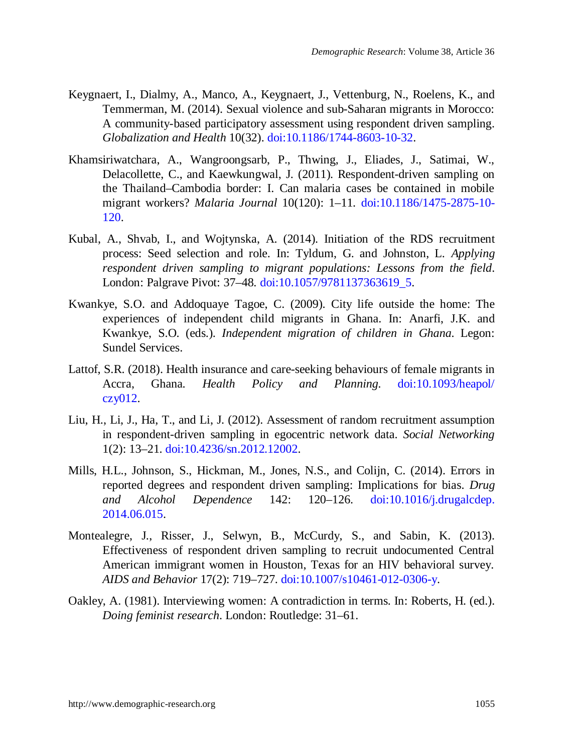Keygnaert, I., Dialmy, A., Manco, A., Keygnaert, J., Vettenburg, N., Roelens, K., and Temmerman, M. (2014). Sexual violence and sub-Saharan migrants in Morocco: A community-based participatory assessment using respondent driven sampling. *Globalization and Health* 10(32). doi:10.1186/1744-8603-10-32.

Khamsiriwatchara, A., Wangroongsarb, P., Thwing, J., Eliades, J., Satimai, W., Delacollette, C., and Kaewkungwal, J. (2011). Respondent-driven sampling on the Thailand–Cambodia border: I. Can malaria cases be contained in mobile migrant workers? *Malaria Journal* 10(120): 1–11. doi:10.1186/1475-2875-10-120.

Kubal, A., Shvab, I., and Wojtynska, A. (2014). Initiation of the RDS recruitment process: Seed selection and role. In: Tyldum, G. and Johnston, L. *Applying respondent driven sampling to migrant populations: Lessons from the field*. London: Palgrave Pivot: 37–48. doi:10.1057/9781137363619_5.

Kwankye, S.O. and Addoquaye Tagoe, C. (2009). City life outside the home: The experiences of independent child migrants in Ghana. In: Anarfi, J.K. and Kwankye, S.O. (eds.). *Independent migration of children in Ghana*. Legon: Sundel Services.

Lattof, S.R. (2018). Health insurance and care-seeking behaviours of female migrants in Accra, Ghana. *Health Policy and Planning*. doi:10.1093/heapol/czy012.

Liu, H., Li, J., Ha, T., and Li, J. (2012). Assessment of random recruitment assumption in respondent-driven sampling in egocentric network data. *Social Networking* 1(2): 13–21. doi:10.4236/sn.2012.12002.

Mills, H.L., Johnson, S., Hickman, M., Jones, N.S., and Colijn, C. (2014). Errors in reported degrees and respondent driven sampling: Implications for bias. *Drug and Alcohol Dependence* 142: 120–126. doi:10.1016/j.drugalcdep.2014.06.015.

Montealegre, J., Risser, J., Selwyn, B., McCurdy, S., and Sabin, K. (2013). Effectiveness of respondent driven sampling to recruit undocumented Central American immigrant women in Houston, Texas for an HIV behavioral survey. *AIDS and Behavior* 17(2): 719–727. doi:10.1007/s10461-012-0306-y.

Oakley, A. (1981). Interviewing women: A contradiction in terms. In: Roberts, H. (ed.). *Doing feminist research*. London: Routledge: 31–61.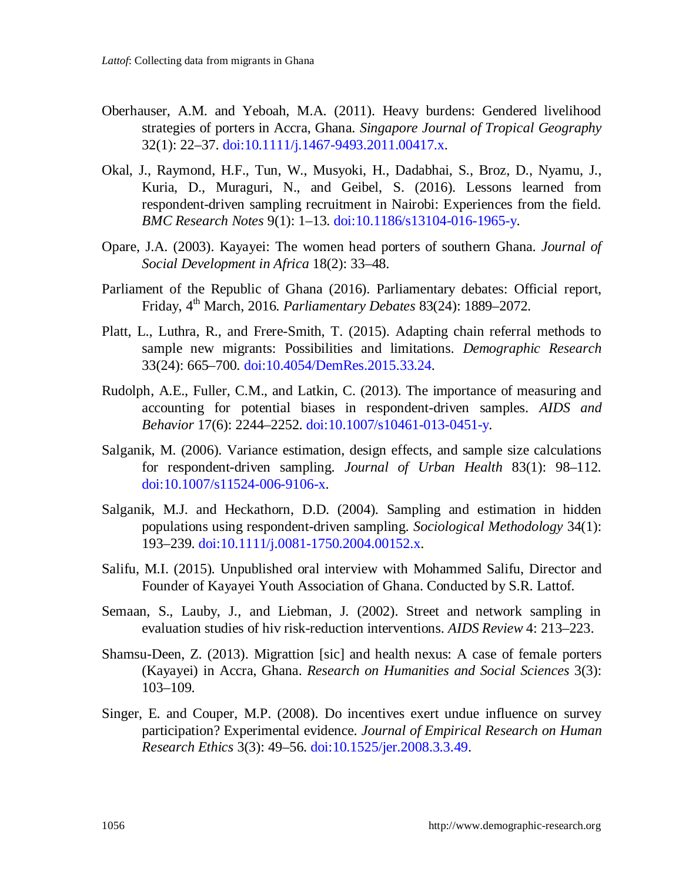Oberhauser, A.M. and Yeboah, M.A. (2011). Heavy burdens: Gendered livelihood strategies of porters in Accra, Ghana. *Singapore Journal of Tropical Geography* 32(1): 22–37. doi:10.1111/j.1467-9493.2011.00417.x.

Okal, J., Raymond, H.F., Tun, W., Musyoki, H., Dadabhai, S., Broz, D., Nyamu, J., Kuria, D., Muraguri, N., and Geibel, S. (2016). Lessons learned from respondent-driven sampling recruitment in Nairobi: Experiences from the field. *BMC Research Notes* 9(1): 1–13. doi:10.1186/s13104-016-1965-y.

Opare, J.A. (2003). Kayayei: The women head porters of southern Ghana. *Journal of Social Development in Africa* 18(2): 33–48.

Parliament of the Republic of Ghana (2016). Parliamentary debates: Official report, Friday, 4th March, 2016. *Parliamentary Debates* 83(24): 1889–2072.

Platt, L., Luthra, R., and Frere-Smith, T. (2015). Adapting chain referral methods to sample new migrants: Possibilities and limitations. *Demographic Research* 33(24): 665–700. doi:10.4054/DemRes.2015.33.24.

Rudolph, A.E., Fuller, C.M., and Latkin, C. (2013). The importance of measuring and accounting for potential biases in respondent-driven samples. *AIDS and Behavior* 17(6): 2244–2252. doi:10.1007/s10461-013-0451-y.

Salganik, M. (2006). Variance estimation, design effects, and sample size calculations for respondent-driven sampling. *Journal of Urban Health* 83(1): 98–112. doi:10.1007/s11524-006-9106-x.

Salganik, M.J. and Heckathorn, D.D. (2004). Sampling and estimation in hidden populations using respondent-driven sampling. *Sociological Methodology* 34(1): 193–239. doi:10.1111/j.0081-1750.2004.00152.x.

Salifu, M.I. (2015). Unpublished oral interview with Mohammed Salifu, Director and Founder of Kayayei Youth Association of Ghana. Conducted by S.R. Lattof.

Semaan, S., Lauby, J., and Liebman, J. (2002). Street and network sampling in evaluation studies of hiv risk-reduction interventions. *AIDS Review* 4: 213–223.

Shamsu-Deen, Z. (2013). Migrattion [sic] and health nexus: A case of female porters (Kayayei) in Accra, Ghana. *Research on Humanities and Social Sciences* 3(3): 103–109.

Singer, E. and Couper, M.P. (2008). Do incentives exert undue influence on survey participation? Experimental evidence. *Journal of Empirical Research on Human Research Ethics* 3(3): 49–56. doi:10.1525/jer.2008.3.3.49.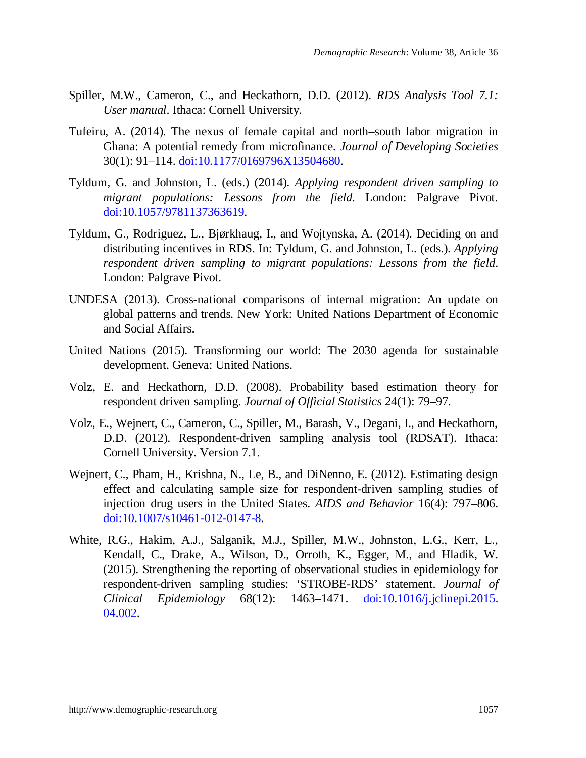Spiller, M.W., Cameron, C., and Heckathorn, D.D. (2012). *RDS Analysis Tool 7.1: User manual*. Ithaca: Cornell University.

Tufeiru, A. (2014). The nexus of female capital and north–south labor migration in Ghana: A potential remedy from microfinance. *Journal of Developing Societies* 30(1): 91–114. doi:10.1177/0169796X13504680.

Tyldum, G. and Johnston, L. (eds.) (2014). *Applying respondent driven sampling to migrant populations: Lessons from the field*. London: Palgrave Pivot. doi:10.1057/9781137363619.

Tyldum, G., Rodriguez, L., Bjørkhaug, I., and Wojtynska, A. (2014). Deciding on and distributing incentives in RDS. In: Tyldum, G. and Johnston, L. (eds.). *Applying respondent driven sampling to migrant populations: Lessons from the field*. London: Palgrave Pivot.

UNDESA (2013). Cross-national comparisons of internal migration: An update on global patterns and trends. New York: United Nations Department of Economic and Social Affairs.

United Nations (2015). Transforming our world: The 2030 agenda for sustainable development. Geneva: United Nations.

Volz, E. and Heckathorn, D.D. (2008). Probability based estimation theory for respondent driven sampling. *Journal of Official Statistics* 24(1): 79–97.

Volz, E., Wejnert, C., Cameron, C., Spiller, M., Barash, V., Degani, I., and Heckathorn, D.D. (2012). Respondent-driven sampling analysis tool (RDSAT). Ithaca: Cornell University. Version 7.1.

Wejnert, C., Pham, H., Krishna, N., Le, B., and DiNenno, E. (2012). Estimating design effect and calculating sample size for respondent-driven sampling studies of injection drug users in the United States. *AIDS and Behavior* 16(4): 797–806. doi:10.1007/s10461-012-0147-8.

White, R.G., Hakim, A.J., Salganik, M.J., Spiller, M.W., Johnston, L.G., Kerr, L., Kendall, C., Drake, A., Wilson, D., Orroth, K., Egger, M., and Hladik, W. (2015). Strengthening the reporting of observational studies in epidemiology for respondent-driven sampling studies: 'STROBE-RDS' statement. *Journal of Clinical Epidemiology* 68(12): 1463–1471. doi:10.1016/j.jclinepi.2015.04.002.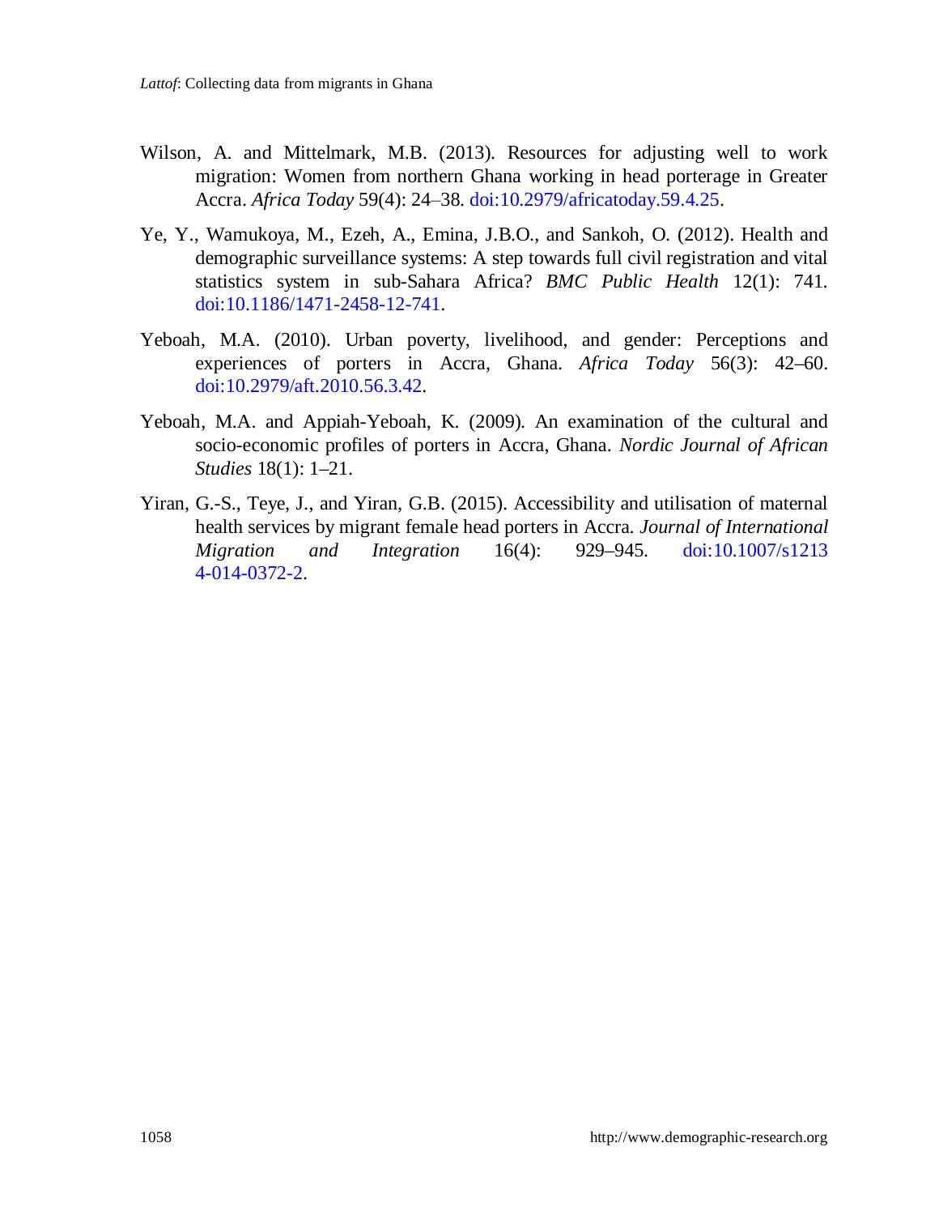Wilson, A. and Mittelmark, M.B. (2013). Resources for adjusting well to work migration: Women from northern Ghana working in head porterage in Greater Accra. *Africa Today* 59(4): 24–38. doi:10.2979/africatoday.59.4.25.

Ye, Y., Wamukoya, M., Ezeh, A., Emina, J.B.O., and Sankoh, O. (2012). Health and demographic surveillance systems: A step towards full civil registration and vital statistics system in sub-Sahara Africa? *BMC Public Health* 12(1): 741. doi:10.1186/1471-2458-12-741.

Yeboah, M.A. (2010). Urban poverty, livelihood, and gender: Perceptions and experiences of porters in Accra, Ghana. *Africa Today* 56(3): 42–60. doi:10.2979/aft.2010.56.3.42.

Yeboah, M.A. and Appiah-Yeboah, K. (2009). An examination of the cultural and socio-economic profiles of porters in Accra, Ghana. *Nordic Journal of African Studies* 18(1): 1–21.

Yiran, G.-S., Teye, J., and Yiran, G.B. (2015). Accessibility and utilisation of maternal health services by migrant female head porters in Accra. *Journal of International Migration and Integration* 16(4): 929–945. doi:10.1007/s12134-014-0372-2.